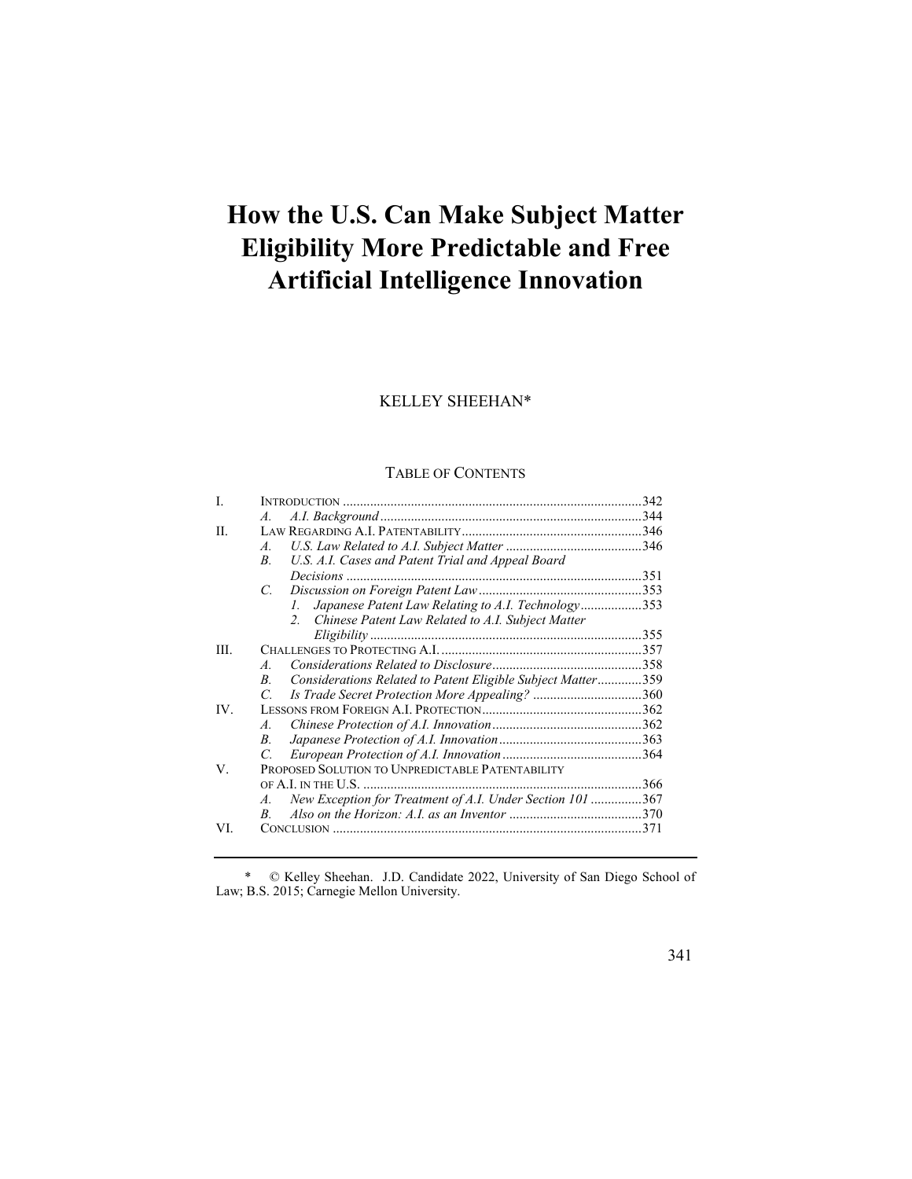# How the U.S. Can Make Subject Matter Eligibility More Predictable and Free Artificial Intelligence Innovation

KELLEY SHEEHAN*

TABLE OF CONTENTS

| | | |
|---|---|---|
| I. | INTRODUCTION | 342 |
| | *A. A.I. Background* | 344 |
| II. | LAW REGARDING A.I. PATENTABILITY | 346 |
| | *A. U.S. Law Related to A.I. Subject Matter* | 346 |
| | *B. U.S. A.I. Cases and Patent Trial and Appeal Board Decisions* | 351 |
| | *C. Discussion on Foreign Patent Law* | 353 |
| | *1. Japanese Patent Law Relating to A.I. Technology* | 353 |
| | *2. Chinese Patent Law Related to A.I. Subject Matter Eligibility* | 355 |
| III. | CHALLENGES TO PROTECTING A.I. | 357 |
| | *A. Considerations Related to Disclosure* | 358 |
| | *B. Considerations Related to Patent Eligible Subject Matter* | 359 |
| | *C. Is Trade Secret Protection More Appealing?* | 360 |
| IV. | LESSONS FROM FOREIGN A.I. PROTECTION | 362 |
| | *A. Chinese Protection of A.I. Innovation* | 362 |
| | *B. Japanese Protection of A.I. Innovation* | 363 |
| | *C. European Protection of A.I. Innovation* | 364 |
| V. | PROPOSED SOLUTION TO UNPREDICTABLE PATENTABILITY OF A.I. IN THE U.S. | 366 |
| | *A. New Exception for Treatment of A.I. Under Section 101* | 367 |
| | *B. Also on the Horizon: A.I. as an Inventor* | 370 |
| VI. | CONCLUSION | 371 |

\* © Kelley Sheehan. J.D. Candidate 2022, University of San Diego School of Law; B.S. 2015; Carnegie Mellon University.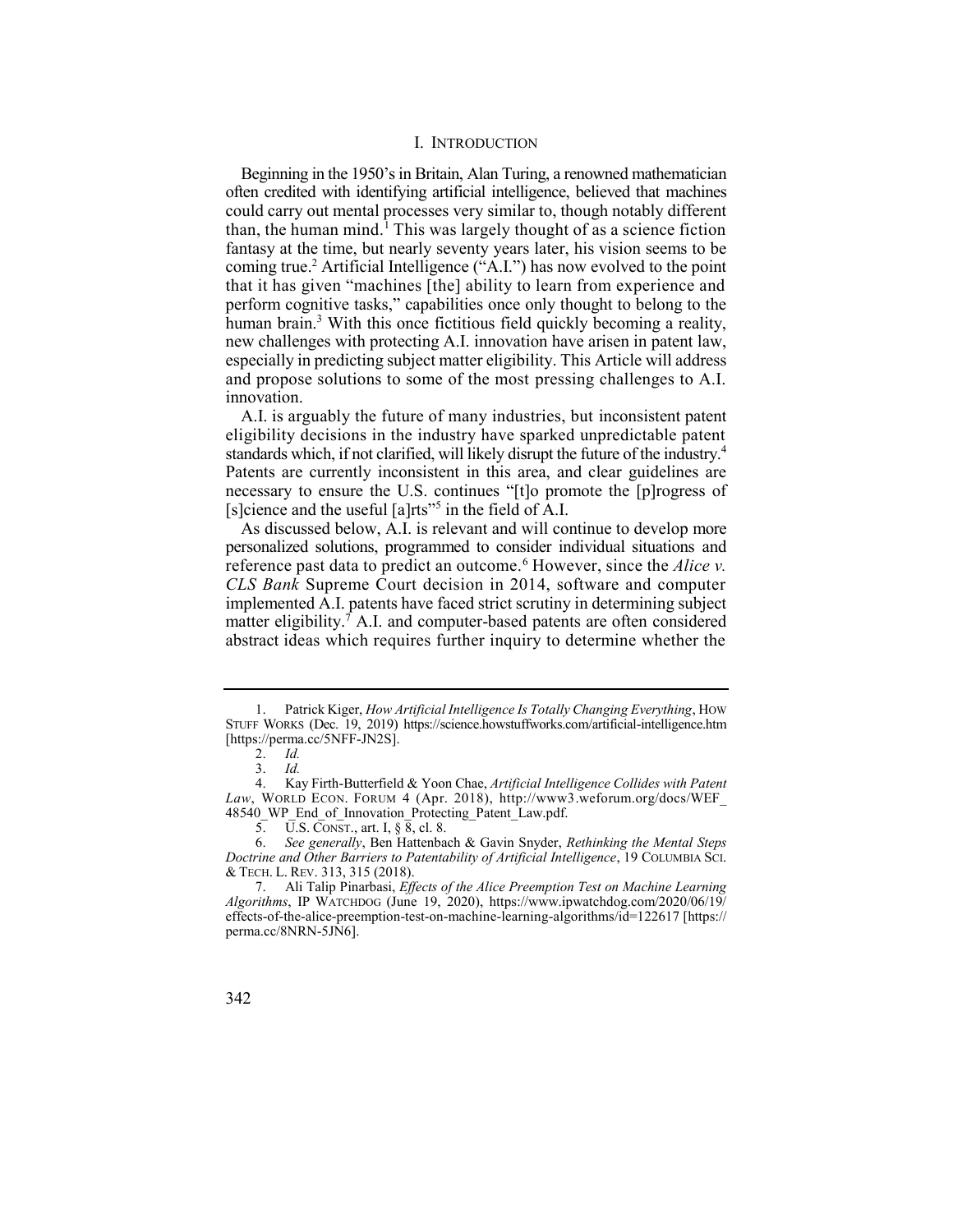## I. Introduction

Beginning in the 1950's in Britain, Alan Turing, a renowned mathematician often credited with identifying artificial intelligence, believed that machines could carry out mental processes very similar to, though notably different than, the human mind.[1] This was largely thought of as a science fiction fantasy at the time, but nearly seventy years later, his vision seems to be coming true.[2] Artificial Intelligence ("A.I.") has now evolved to the point that it has given "machines [the] ability to learn from experience and perform cognitive tasks," capabilities once only thought to belong to the human brain.[3] With this once fictitious field quickly becoming a reality, new challenges with protecting A.I. innovation have arisen in patent law, especially in predicting subject matter eligibility. This Article will address and propose solutions to some of the most pressing challenges to A.I. innovation.

A.I. is arguably the future of many industries, but inconsistent patent eligibility decisions in the industry have sparked unpredictable patent standards which, if not clarified, will likely disrupt the future of the industry.[4] Patents are currently inconsistent in this area, and clear guidelines are necessary to ensure the U.S. continues "[t]o promote the [p]rogress of [s]cience and the useful [a]rts"[5] in the field of A.I.

As discussed below, A.I. is relevant and will continue to develop more personalized solutions, programmed to consider individual situations and reference past data to predict an outcome.[6] However, since the *Alice v. CLS Bank* Supreme Court decision in 2014, software and computer implemented A.I. patents have faced strict scrutiny in determining subject matter eligibility.[7] A.I. and computer-based patents are often considered abstract ideas which requires further inquiry to determine whether the

---

1. Patrick Kiger, *How Artificial Intelligence Is Totally Changing Everything*, HOW STUFF WORKS (Dec. 19, 2019) https://science.howstuffworks.com/artificial-intelligence.htm [https://perma.cc/5NFF-JN2S].

2. *Id.*

3. *Id.*

4. Kay Firth-Butterfield & Yoon Chae, *Artificial Intelligence Collides with Patent Law*, WORLD ECON. FORUM 4 (Apr. 2018), http://www3.weforum.org/docs/WEF_48540_WP_End_of_Innovation_Protecting_Patent_Law.pdf.

5. U.S. CONST., art. I, § 8, cl. 8.

6. *See generally*, Ben Hattenbach & Gavin Snyder, *Rethinking the Mental Steps Doctrine and Other Barriers to Patentability of Artificial Intelligence*, 19 COLUMBIA SCI. & TECH. L. REV. 313, 315 (2018).

7. Ali Talip Pinarbasi, *Effects of the Alice Preemption Test on Machine Learning Algorithms*, IP WATCHDOG (June 19, 2020), https://www.ipwatchdog.com/2020/06/19/effects-of-the-alice-preemption-test-on-machine-learning-algorithms/id=122617 [https://perma.cc/8NRN-5JN6].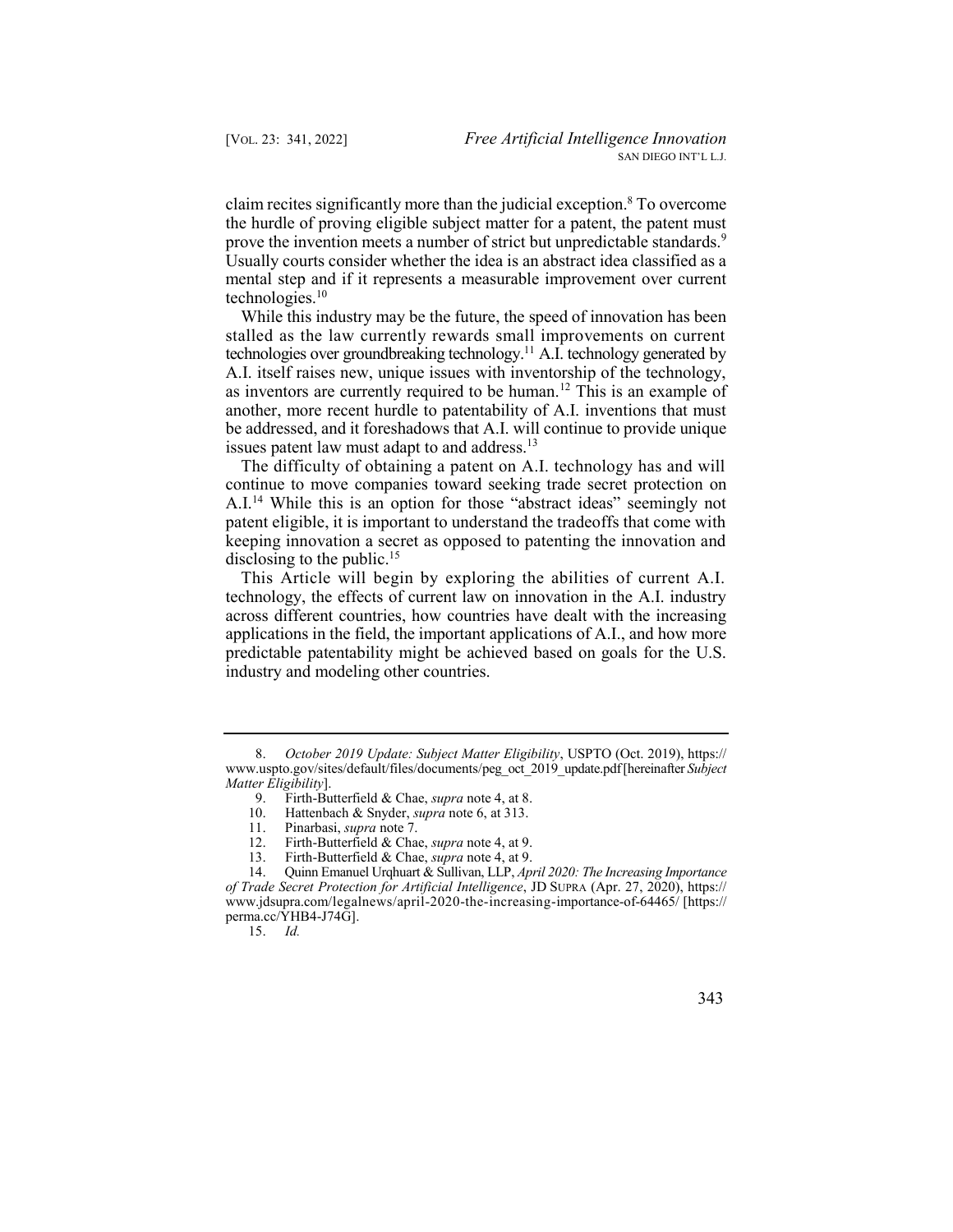claim recites significantly more than the judicial exception.[8] To overcome the hurdle of proving eligible subject matter for a patent, the patent must prove the invention meets a number of strict but unpredictable standards.[9] Usually courts consider whether the idea is an abstract idea classified as a mental step and if it represents a measurable improvement over current technologies.[10]

While this industry may be the future, the speed of innovation has been stalled as the law currently rewards small improvements on current technologies over groundbreaking technology.[11] A.I. technology generated by A.I. itself raises new, unique issues with inventorship of the technology, as inventors are currently required to be human.[12] This is an example of another, more recent hurdle to patentability of A.I. inventions that must be addressed, and it foreshadows that A.I. will continue to provide unique issues patent law must adapt to and address.[13]

The difficulty of obtaining a patent on A.I. technology has and will continue to move companies toward seeking trade secret protection on A.I.[14] While this is an option for those "abstract ideas" seemingly not patent eligible, it is important to understand the tradeoffs that come with keeping innovation a secret as opposed to patenting the innovation and disclosing to the public.[15]

This Article will begin by exploring the abilities of current A.I. technology, the effects of current law on innovation in the A.I. industry across different countries, how countries have dealt with the increasing applications in the field, the important applications of A.I., and how more predictable patentability might be achieved based on goals for the U.S. industry and modeling other countries.

---

8. *October 2019 Update: Subject Matter Eligibility*, USPTO (Oct. 2019), https://www.uspto.gov/sites/default/files/documents/peg_oct_2019_update.pdf [hereinafter *Subject Matter Eligibility*].

9. Firth-Butterfield & Chae, *supra* note 4, at 8.

10. Hattenbach & Snyder, *supra* note 6, at 313.

11. Pinarbasi, *supra* note 7.

12. Firth-Butterfield & Chae, *supra* note 4, at 9.

13. Firth-Butterfield & Chae, *supra* note 4, at 9.

14. Quinn Emanuel Urqhuart & Sullivan, LLP, *April 2020: The Increasing Importance of Trade Secret Protection for Artificial Intelligence*, JD SUPRA (Apr. 27, 2020), https://www.jdsupra.com/legalnews/april-2020-the-increasing-importance-of-64465/ [https://perma.cc/YHB4-J74G].

15. *Id.*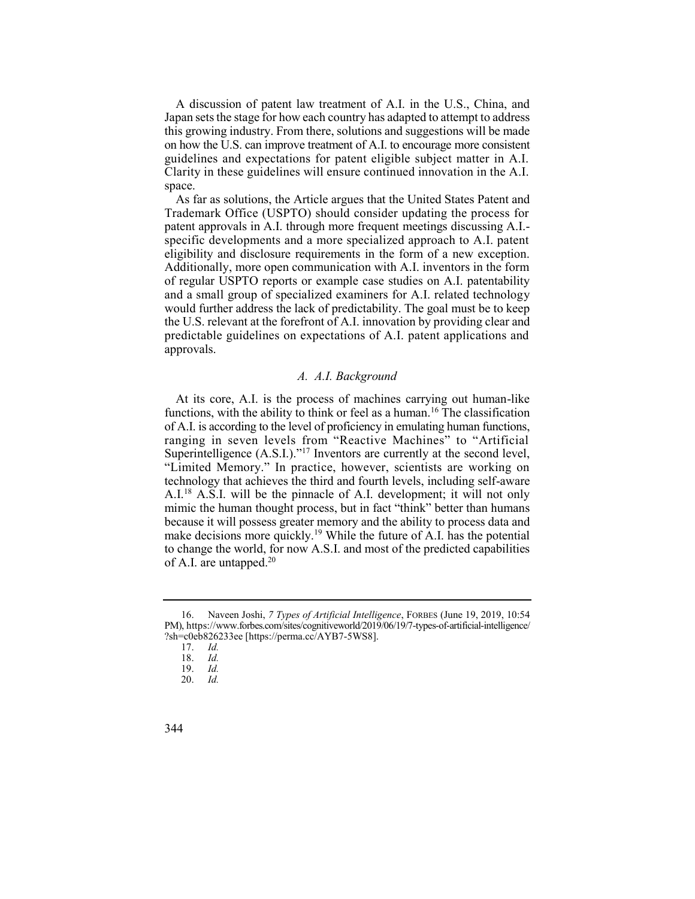A discussion of patent law treatment of A.I. in the U.S., China, and Japan sets the stage for how each country has adapted to attempt to address this growing industry. From there, solutions and suggestions will be made on how the U.S. can improve treatment of A.I. to encourage more consistent guidelines and expectations for patent eligible subject matter in A.I. Clarity in these guidelines will ensure continued innovation in the A.I. space.

As far as solutions, the Article argues that the United States Patent and Trademark Office (USPTO) should consider updating the process for patent approvals in A.I. through more frequent meetings discussing A.I.-specific developments and a more specialized approach to A.I. patent eligibility and disclosure requirements in the form of a new exception. Additionally, more open communication with A.I. inventors in the form of regular USPTO reports or example case studies on A.I. patentability and a small group of specialized examiners for A.I. related technology would further address the lack of predictability. The goal must be to keep the U.S. relevant at the forefront of A.I. innovation by providing clear and predictable guidelines on expectations of A.I. patent applications and approvals.

### *A. A.I. Background*

At its core, A.I. is the process of machines carrying out human-like functions, with the ability to think or feel as a human.[16] The classification of A.I. is according to the level of proficiency in emulating human functions, ranging in seven levels from "Reactive Machines" to "Artificial Superintelligence (A.S.I.)."[17] Inventors are currently at the second level, "Limited Memory." In practice, however, scientists are working on technology that achieves the third and fourth levels, including self-aware A.I.[18] A.S.I. will be the pinnacle of A.I. development; it will not only mimic the human thought process, but in fact "think" better than humans because it will possess greater memory and the ability to process data and make decisions more quickly.[19] While the future of A.I. has the potential to change the world, for now A.S.I. and most of the predicted capabilities of A.I. are untapped.[20]

---

16. Naveen Joshi, *7 Types of Artificial Intelligence*, FORBES (June 19, 2019, 10:54 PM), https://www.forbes.com/sites/cognitiveworld/2019/06/19/7-types-of-artificial-intelligence/?sh=c0eb826233ee [https://perma.cc/AYB7-5WS8].

17. *Id.*

18. *Id.*

19. *Id.*

20. *Id.*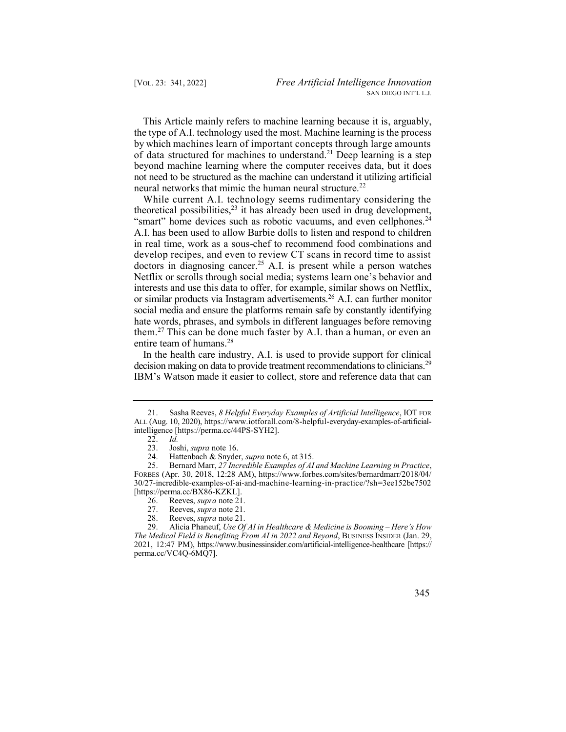This Article mainly refers to machine learning because it is, arguably, the type of A.I. technology used the most. Machine learning is the process by which machines learn of important concepts through large amounts of data structured for machines to understand.[21] Deep learning is a step beyond machine learning where the computer receives data, but it does not need to be structured as the machine can understand it utilizing artificial neural networks that mimic the human neural structure.[22]

While current A.I. technology seems rudimentary considering the theoretical possibilities,[23] it has already been used in drug development, "smart" home devices such as robotic vacuums, and even cellphones.[24] A.I. has been used to allow Barbie dolls to listen and respond to children in real time, work as a sous-chef to recommend food combinations and develop recipes, and even to review CT scans in record time to assist doctors in diagnosing cancer.[25] A.I. is present while a person watches Netflix or scrolls through social media; systems learn one's behavior and interests and use this data to offer, for example, similar shows on Netflix, or similar products via Instagram advertisements.[26] A.I. can further monitor social media and ensure the platforms remain safe by constantly identifying hate words, phrases, and symbols in different languages before removing them.[27] This can be done much faster by A.I. than a human, or even an entire team of humans.[28]

In the health care industry, A.I. is used to provide support for clinical decision making on data to provide treatment recommendations to clinicians.[29] IBM's Watson made it easier to collect, store and reference data that can

---

21. Sasha Reeves, *8 Helpful Everyday Examples of Artificial Intelligence*, IOT FOR ALL (Aug. 10, 2020), https://www.iotforall.com/8-helpful-everyday-examples-of-artificial-intelligence [https://perma.cc/44PS-SYH2].

22. *Id.*

23. Joshi, *supra* note 16.

24. Hattenbach & Snyder, *supra* note 6, at 315.

25. Bernard Marr, *27 Incredible Examples of AI and Machine Learning in Practice*, FORBES (Apr. 30, 2018, 12:28 AM), https://www.forbes.com/sites/bernardmarr/2018/04/30/27-incredible-examples-of-ai-and-machine-learning-in-practice/?sh=3ee152be7502 [https://perma.cc/BX86-KZKL].

26. Reeves, *supra* note 21.

27. Reeves, *supra* note 21.

28. Reeves, *supra* note 21.

29. Alicia Phaneuf, *Use Of AI in Healthcare & Medicine is Booming – Here's How The Medical Field is Benefiting From AI in 2022 and Beyond*, BUSINESS INSIDER (Jan. 29, 2021, 12:47 PM), https://www.businessinsider.com/artificial-intelligence-healthcare [https://perma.cc/VC4Q-6MQ7].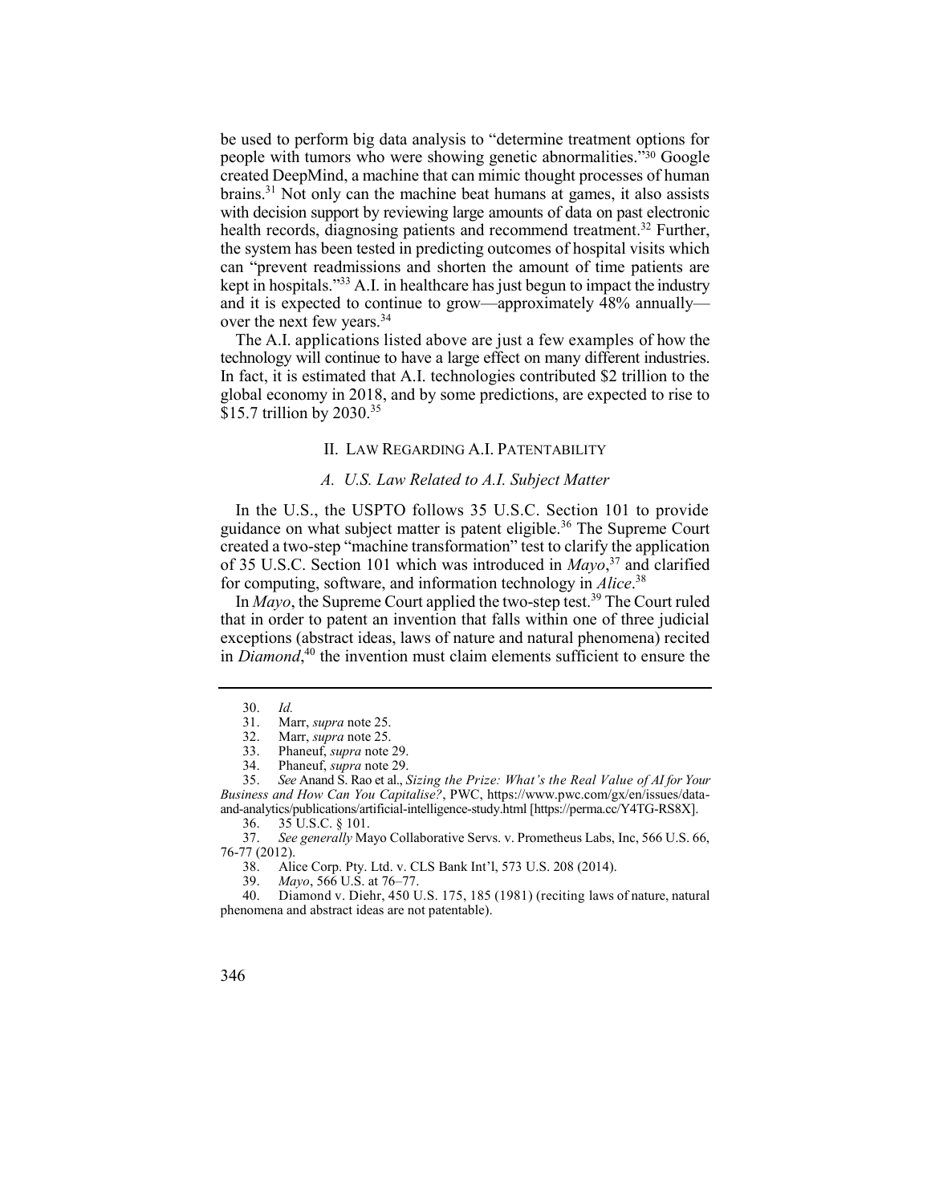be used to perform big data analysis to "determine treatment options for people with tumors who were showing genetic abnormalities."[30] Google created DeepMind, a machine that can mimic thought processes of human brains.[31] Not only can the machine beat humans at games, it also assists with decision support by reviewing large amounts of data on past electronic health records, diagnosing patients and recommend treatment.[32] Further, the system has been tested in predicting outcomes of hospital visits which can "prevent readmissions and shorten the amount of time patients are kept in hospitals."[33] A.I. in healthcare has just begun to impact the industry and it is expected to continue to grow—approximately 48% annually—over the next few years.[34]

The A.I. applications listed above are just a few examples of how the technology will continue to have a large effect on many different industries. In fact, it is estimated that A.I. technologies contributed $2 trillion to the global economy in 2018, and by some predictions, are expected to rise to $15.7 trillion by 2030.[35]

## II. LAW REGARDING A.I. PATENTABILITY

### *A. U.S. Law Related to A.I. Subject Matter*

In the U.S., the USPTO follows 35 U.S.C. Section 101 to provide guidance on what subject matter is patent eligible.[36] The Supreme Court created a two-step "machine transformation" test to clarify the application of 35 U.S.C. Section 101 which was introduced in *Mayo*,[37] and clarified for computing, software, and information technology in *Alice*.[38]

In *Mayo*, the Supreme Court applied the two-step test.[39] The Court ruled that in order to patent an invention that falls within one of three judicial exceptions (abstract ideas, laws of nature and natural phenomena) recited in *Diamond*,[40] the invention must claim elements sufficient to ensure the

---

30. *Id.*

31. Marr, *supra* note 25.

32. Marr, *supra* note 25.

33. Phaneuf, *supra* note 29.

34. Phaneuf, *supra* note 29.

35. *See* Anand S. Rao et al., *Sizing the Prize: What's the Real Value of AI for Your Business and How Can You Capitalise?*, PWC, https://www.pwc.com/gx/en/issues/data-and-analytics/publications/artificial-intelligence-study.html [https://perma.cc/Y4TG-RS8X].

36. 35 U.S.C. § 101.

37. *See generally* Mayo Collaborative Servs. v. Prometheus Labs, Inc, 566 U.S. 66, 76-77 (2012).

38. Alice Corp. Pty. Ltd. v. CLS Bank Int'l, 573 U.S. 208 (2014).

39. *Mayo*, 566 U.S. at 76–77.

40. Diamond v. Diehr, 450 U.S. 175, 185 (1981) (reciting laws of nature, natural phenomena and abstract ideas are not patentable).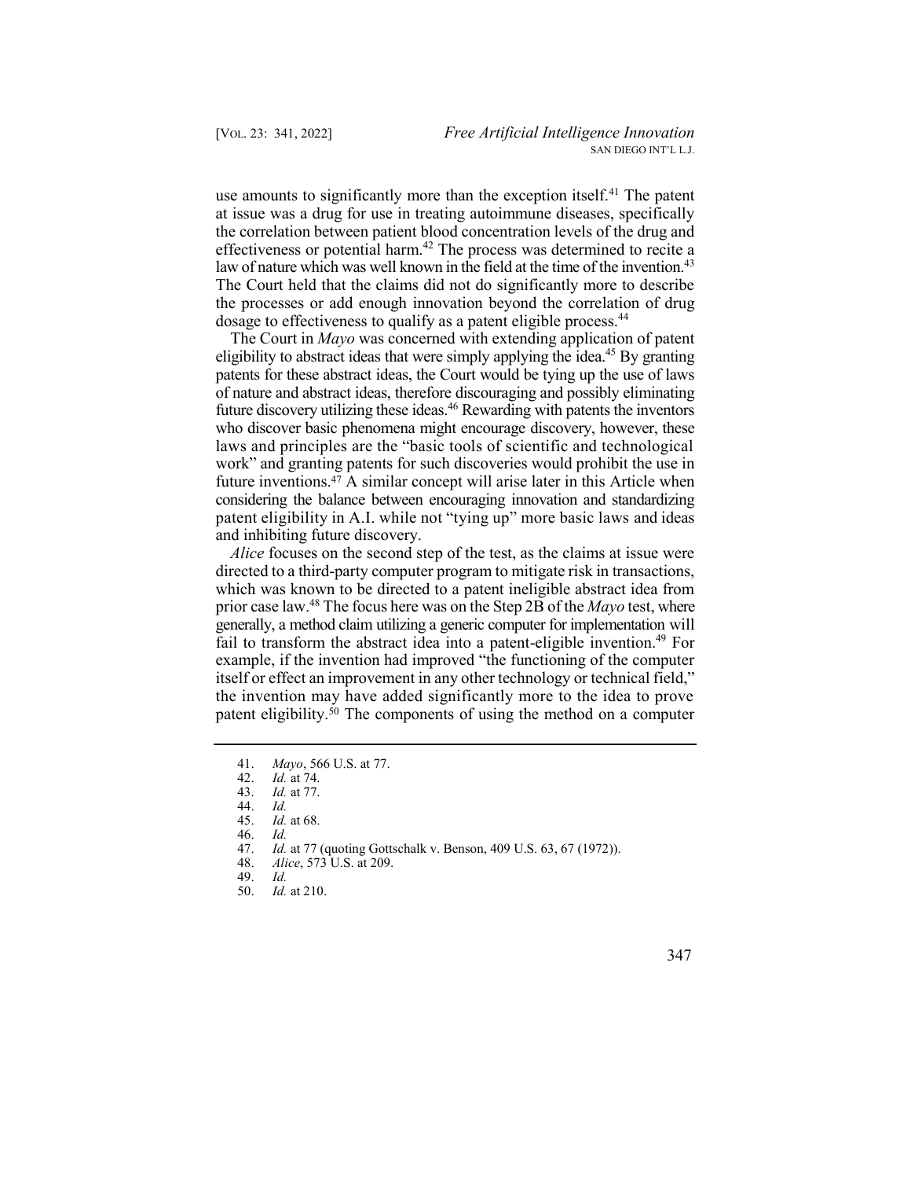use amounts to significantly more than the exception itself.[41] The patent at issue was a drug for use in treating autoimmune diseases, specifically the correlation between patient blood concentration levels of the drug and effectiveness or potential harm.[42] The process was determined to recite a law of nature which was well known in the field at the time of the invention.[43] The Court held that the claims did not do significantly more to describe the processes or add enough innovation beyond the correlation of drug dosage to effectiveness to qualify as a patent eligible process.[44]

The Court in *Mayo* was concerned with extending application of patent eligibility to abstract ideas that were simply applying the idea.[45] By granting patents for these abstract ideas, the Court would be tying up the use of laws of nature and abstract ideas, therefore discouraging and possibly eliminating future discovery utilizing these ideas.[46] Rewarding with patents the inventors who discover basic phenomena might encourage discovery, however, these laws and principles are the "basic tools of scientific and technological work" and granting patents for such discoveries would prohibit the use in future inventions.[47] A similar concept will arise later in this Article when considering the balance between encouraging innovation and standardizing patent eligibility in A.I. while not "tying up" more basic laws and ideas and inhibiting future discovery.

*Alice* focuses on the second step of the test, as the claims at issue were directed to a third-party computer program to mitigate risk in transactions, which was known to be directed to a patent ineligible abstract idea from prior case law.[48] The focus here was on the Step 2B of the *Mayo* test, where generally, a method claim utilizing a generic computer for implementation will fail to transform the abstract idea into a patent-eligible invention.[49] For example, if the invention had improved "the functioning of the computer itself or effect an improvement in any other technology or technical field," the invention may have added significantly more to the idea to prove patent eligibility.[50] The components of using the method on a computer

---

41. *Mayo*, 566 U.S. at 77.
42. *Id.* at 74.
43. *Id.* at 77.
44. *Id.*
45. *Id.* at 68.
46. *Id.*
47. *Id.* at 77 (quoting Gottschalk v. Benson, 409 U.S. 63, 67 (1972)).
48. *Alice*, 573 U.S. at 209.
49. *Id.*
50. *Id.* at 210.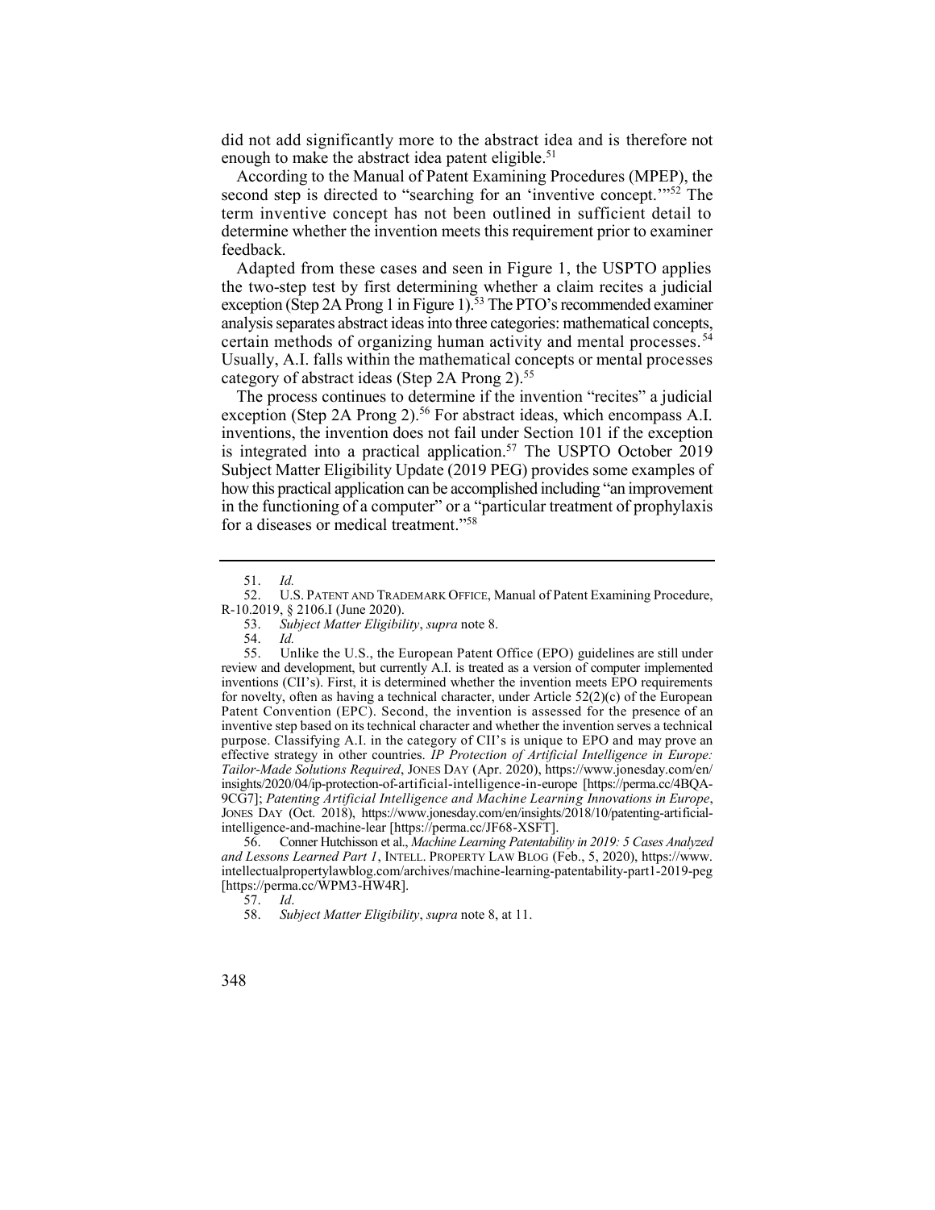did not add significantly more to the abstract idea and is therefore not enough to make the abstract idea patent eligible.[51]

According to the Manual of Patent Examining Procedures (MPEP), the second step is directed to "searching for an 'inventive concept.'"[52] The term inventive concept has not been outlined in sufficient detail to determine whether the invention meets this requirement prior to examiner feedback.

Adapted from these cases and seen in Figure 1, the USPTO applies the two-step test by first determining whether a claim recites a judicial exception (Step 2A Prong 1 in Figure 1).[53] The PTO's recommended examiner analysis separates abstract ideas into three categories: mathematical concepts, certain methods of organizing human activity and mental processes.[54] Usually, A.I. falls within the mathematical concepts or mental processes category of abstract ideas (Step 2A Prong 2).[55]

The process continues to determine if the invention "recites" a judicial exception (Step 2A Prong 2).[56] For abstract ideas, which encompass A.I. inventions, the invention does not fail under Section 101 if the exception is integrated into a practical application.[57] The USPTO October 2019 Subject Matter Eligibility Update (2019 PEG) provides some examples of how this practical application can be accomplished including "an improvement in the functioning of a computer" or a "particular treatment of prophylaxis for a diseases or medical treatment."[58]

---

51. *Id.*

52. U.S. PATENT AND TRADEMARK OFFICE, Manual of Patent Examining Procedure, R-10.2019, § 2106.I (June 2020).

53. *Subject Matter Eligibility*, *supra* note 8.

54. *Id.*

55. Unlike the U.S., the European Patent Office (EPO) guidelines are still under review and development, but currently A.I. is treated as a version of computer implemented inventions (CII's). First, it is determined whether the invention meets EPO requirements for novelty, often as having a technical character, under Article 52(2)(c) of the European Patent Convention (EPC). Second, the invention is assessed for the presence of an inventive step based on its technical character and whether the invention serves a technical purpose. Classifying A.I. in the category of CII's is unique to EPO and may prove an effective strategy in other countries. *IP Protection of Artificial Intelligence in Europe: Tailor-Made Solutions Required*, JONES DAY (Apr. 2020), https://www.jonesday.com/en/insights/2020/04/ip-protection-of-artificial-intelligence-in-europe [https://perma.cc/4BQA-9CG7]; *Patenting Artificial Intelligence and Machine Learning Innovations in Europe*, JONES DAY (Oct. 2018), https://www.jonesday.com/en/insights/2018/10/patenting-artificial-intelligence-and-machine-lear [https://perma.cc/JF68-XSFT].

56. Conner Hutchisson et al., *Machine Learning Patentability in 2019: 5 Cases Analyzed and Lessons Learned Part 1*, INTELL. PROPERTY LAW BLOG (Feb., 5, 2020), https://www.intellectualpropertylawblog.com/archives/machine-learning-patentability-part1-2019-peg [https://perma.cc/WPM3-HW4R].

57. *Id*.

58. *Subject Matter Eligibility*, *supra* note 8, at 11.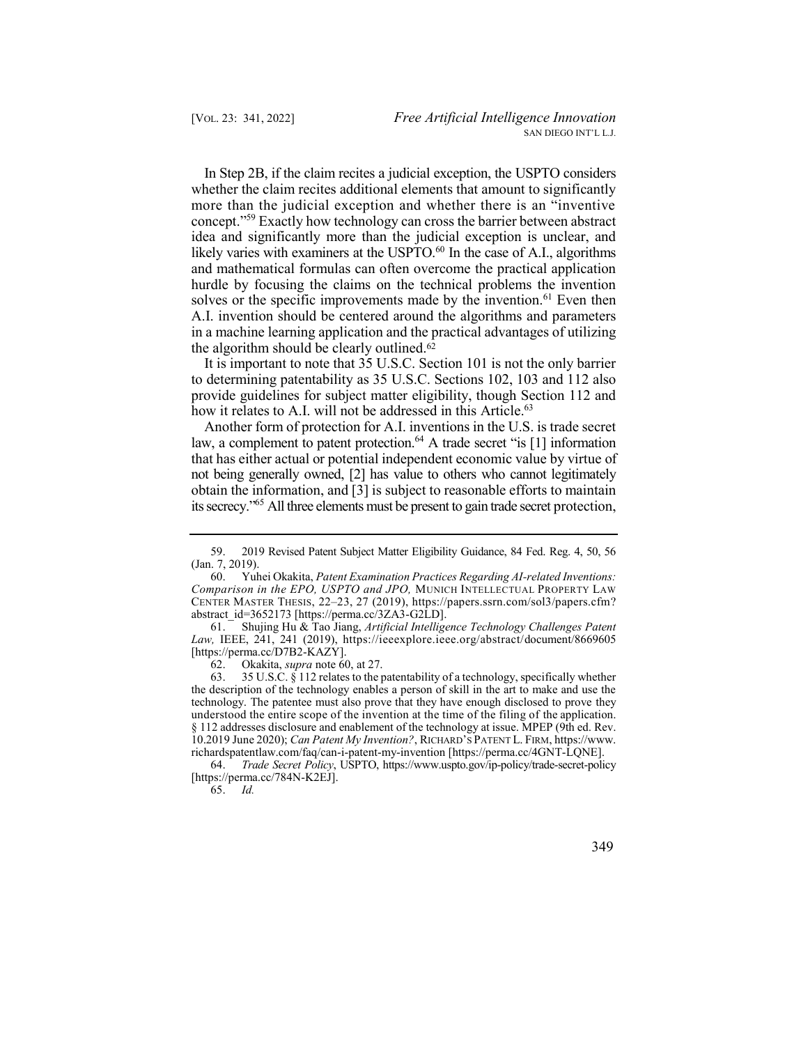In Step 2B, if the claim recites a judicial exception, the USPTO considers whether the claim recites additional elements that amount to significantly more than the judicial exception and whether there is an "inventive concept."[59] Exactly how technology can cross the barrier between abstract idea and significantly more than the judicial exception is unclear, and likely varies with examiners at the USPTO.[60] In the case of A.I., algorithms and mathematical formulas can often overcome the practical application hurdle by focusing the claims on the technical problems the invention solves or the specific improvements made by the invention.[61] Even then A.I. invention should be centered around the algorithms and parameters in a machine learning application and the practical advantages of utilizing the algorithm should be clearly outlined.[62]

It is important to note that 35 U.S.C. Section 101 is not the only barrier to determining patentability as 35 U.S.C. Sections 102, 103 and 112 also provide guidelines for subject matter eligibility, though Section 112 and how it relates to A.I. will not be addressed in this Article.[63]

Another form of protection for A.I. inventions in the U.S. is trade secret law, a complement to patent protection.[64] A trade secret "is [1] information that has either actual or potential independent economic value by virtue of not being generally owned, [2] has value to others who cannot legitimately obtain the information, and [3] is subject to reasonable efforts to maintain its secrecy."[65] All three elements must be present to gain trade secret protection,

---

59. 2019 Revised Patent Subject Matter Eligibility Guidance, 84 Fed. Reg. 4, 50, 56 (Jan. 7, 2019).

60. Yuhei Okakita, *Patent Examination Practices Regarding AI-related Inventions: Comparison in the EPO, USPTO and JPO,* MUNICH INTELLECTUAL PROPERTY LAW CENTER MASTER THESIS, 22–23, 27 (2019), https://papers.ssrn.com/sol3/papers.cfm?abstract_id=3652173 [https://perma.cc/3ZA3-G2LD].

61. Shujing Hu & Tao Jiang, *Artificial Intelligence Technology Challenges Patent Law,* IEEE, 241, 241 (2019), https://ieeexplore.ieee.org/abstract/document/8669605 [https://perma.cc/D7B2-KAZY].

62. Okakita, *supra* note 60, at 27.

63. 35 U.S.C. § 112 relates to the patentability of a technology, specifically whether the description of the technology enables a person of skill in the art to make and use the technology. The patentee must also prove that they have enough disclosed to prove they understood the entire scope of the invention at the time of the filing of the application. § 112 addresses disclosure and enablement of the technology at issue. MPEP (9th ed. Rev. 10.2019 June 2020); *Can Patent My Invention?*, RICHARD'S PATENT L. FIRM, https://www.richardspatentlaw.com/faq/can-i-patent-my-invention [https://perma.cc/4GNT-LQNE].

64. *Trade Secret Policy*, USPTO, https://www.uspto.gov/ip-policy/trade-secret-policy [https://perma.cc/784N-K2EJ].

65. *Id.*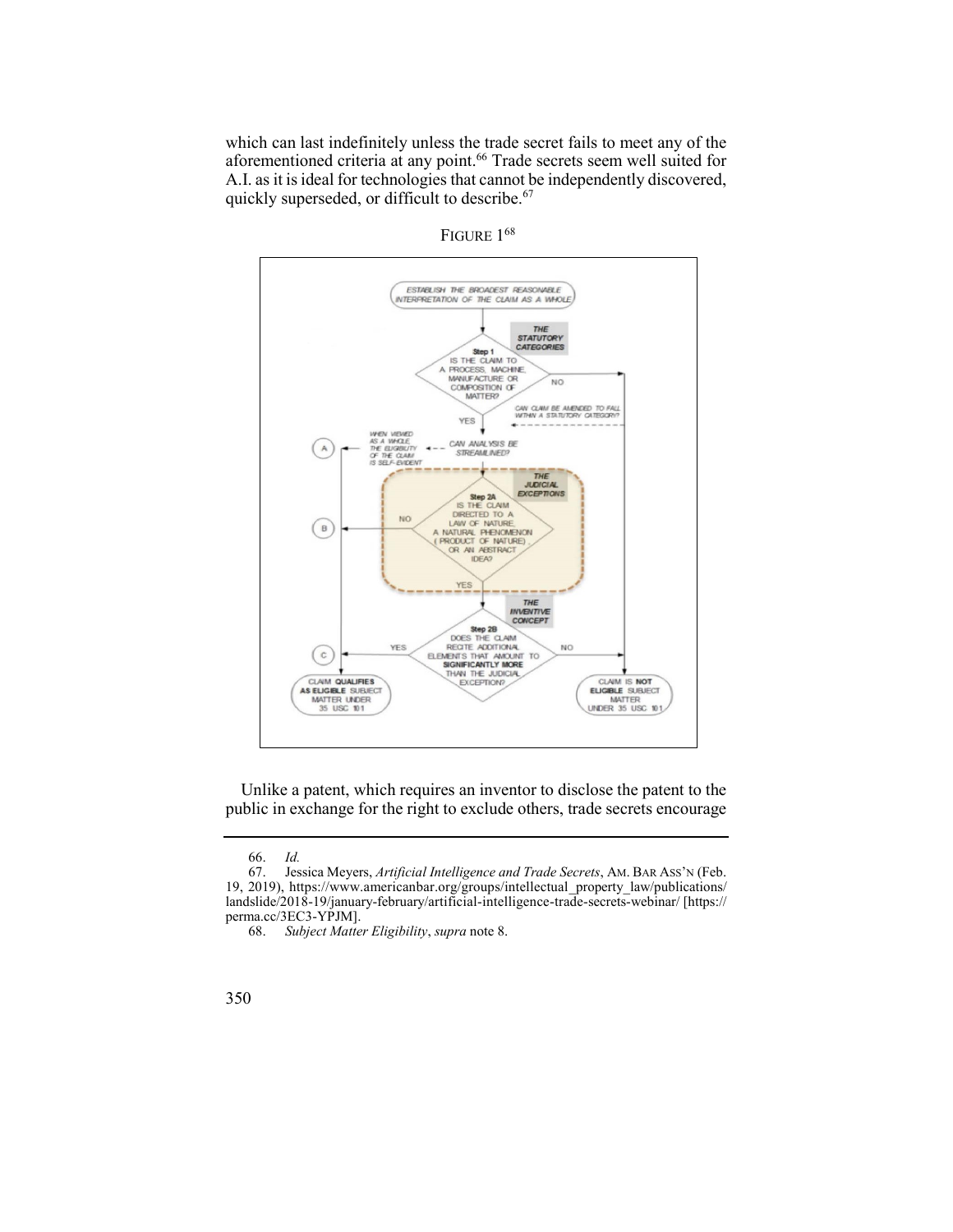which can last indefinitely unless the trade secret fails to meet any of the aforementioned criteria at any point.[66] Trade secrets seem well suited for A.I. as it is ideal for technologies that cannot be independently discovered, quickly superseded, or difficult to describe.[67]

FIGURE 1[68]

ESTABLISH THE BROADEST REASONABLE INTERPRETATION OF THE CLAIM AS A WHOLE

THE STATUTORY CATEGORIES

Step 1
IS THE CLAIM TO A PROCESS, MACHINE, MANUFACTURE OR COMPOSITION OF MATTER?

NO — CAN CLAIM BE AMENDED TO FALL WITHIN A STATUTORY CATEGORY?

YES — CAN ANALYSIS BE STREAMLINED? — WHEN VIEWED AS A WHOLE, THE ELIGIBILITY OF THE CLAIM IS SELF-EVIDENT — (A)

THE JUDICIAL EXCEPTIONS

Step 2A
IS THE CLAIM DIRECTED TO A LAW OF NATURE, A NATURAL PHENOMENON (PRODUCT OF NATURE) OR AN ABSTRACT IDEA?

NO — (B)

YES

THE INVENTIVE CONCEPT

Step 2B
DOES THE CLAIM RECITE ADDITIONAL ELEMENTS THAT AMOUNT TO **SIGNIFICANTLY MORE** THAN THE JUDICIAL EXCEPTION?

YES — (C) — CLAIM **QUALIFIES** AS **ELIGIBLE** SUBJECT MATTER UNDER 35 USC 101

NO — CLAIM IS **NOT ELIGIBLE** SUBJECT MATTER UNDER 35 USC 101

Unlike a patent, which requires an inventor to disclose the patent to the public in exchange for the right to exclude others, trade secrets encourage

---

66. *Id.*

67. Jessica Meyers, *Artificial Intelligence and Trade Secrets*, AM. BAR ASS'N (Feb. 19, 2019), https://www.americanbar.org/groups/intellectual_property_law/publications/landslide/2018-19/january-february/artificial-intelligence-trade-secrets-webinar/ [https://perma.cc/3EC3-YPJM].

68. *Subject Matter Eligibility*, *supra* note 8.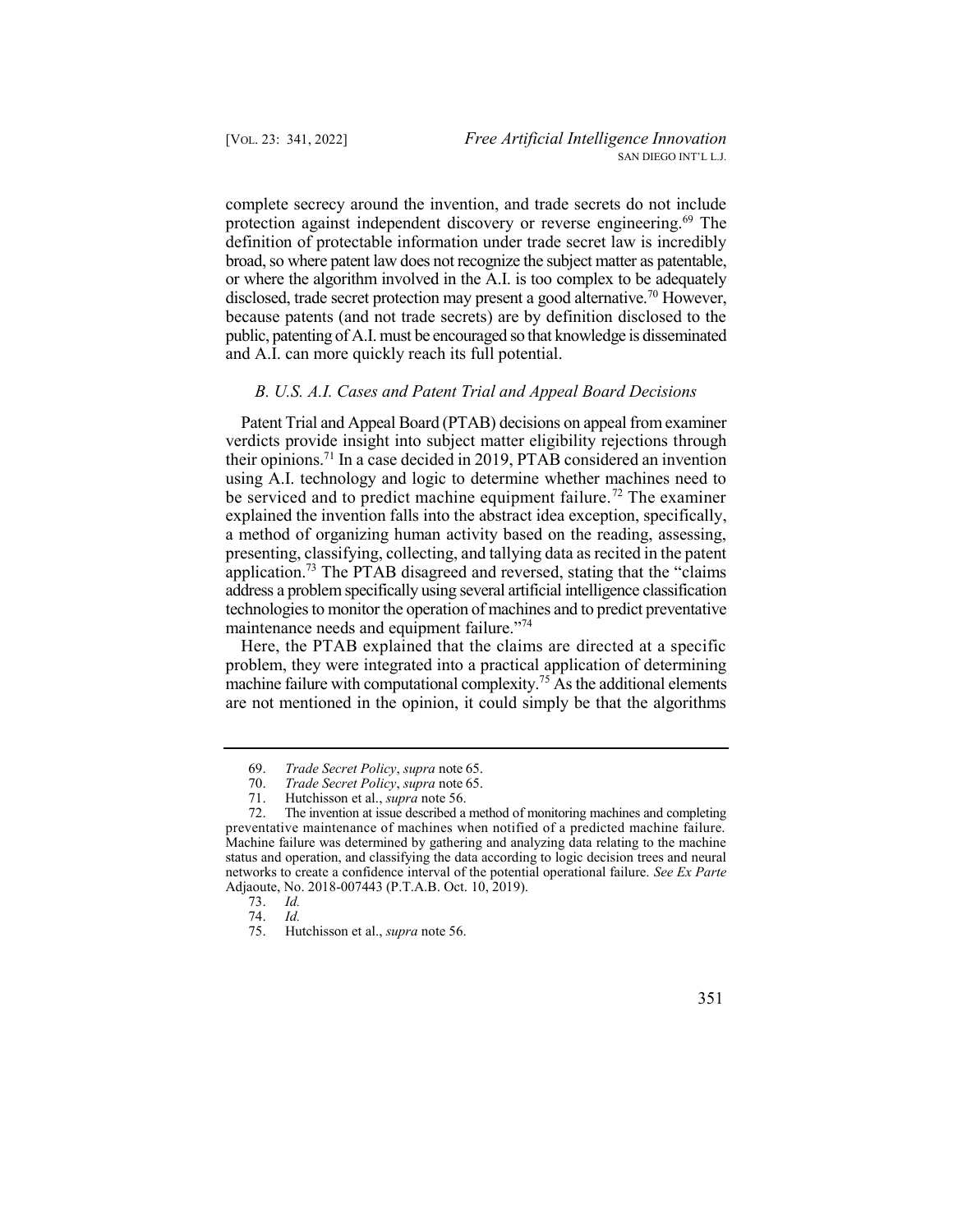complete secrecy around the invention, and trade secrets do not include protection against independent discovery or reverse engineering.[69] The definition of protectable information under trade secret law is incredibly broad, so where patent law does not recognize the subject matter as patentable, or where the algorithm involved in the A.I. is too complex to be adequately disclosed, trade secret protection may present a good alternative.[70] However, because patents (and not trade secrets) are by definition disclosed to the public, patenting of A.I. must be encouraged so that knowledge is disseminated and A.I. can more quickly reach its full potential.

### *B. U.S. A.I. Cases and Patent Trial and Appeal Board Decisions*

Patent Trial and Appeal Board (PTAB) decisions on appeal from examiner verdicts provide insight into subject matter eligibility rejections through their opinions.[71] In a case decided in 2019, PTAB considered an invention using A.I. technology and logic to determine whether machines need to be serviced and to predict machine equipment failure.[72] The examiner explained the invention falls into the abstract idea exception, specifically, a method of organizing human activity based on the reading, assessing, presenting, classifying, collecting, and tallying data as recited in the patent application.[73] The PTAB disagreed and reversed, stating that the "claims address a problem specifically using several artificial intelligence classification technologies to monitor the operation of machines and to predict preventative maintenance needs and equipment failure."[74]

Here, the PTAB explained that the claims are directed at a specific problem, they were integrated into a practical application of determining machine failure with computational complexity.[75] As the additional elements are not mentioned in the opinion, it could simply be that the algorithms

---

69. *Trade Secret Policy*, *supra* note 65.

70. *Trade Secret Policy*, *supra* note 65.

71. Hutchisson et al., *supra* note 56.

72. The invention at issue described a method of monitoring machines and completing preventative maintenance of machines when notified of a predicted machine failure. Machine failure was determined by gathering and analyzing data relating to the machine status and operation, and classifying the data according to logic decision trees and neural networks to create a confidence interval of the potential operational failure. *See Ex Parte* Adjaoute, No. 2018-007443 (P.T.A.B. Oct. 10, 2019).

73. *Id.*

74. *Id.*

75. Hutchisson et al., *supra* note 56.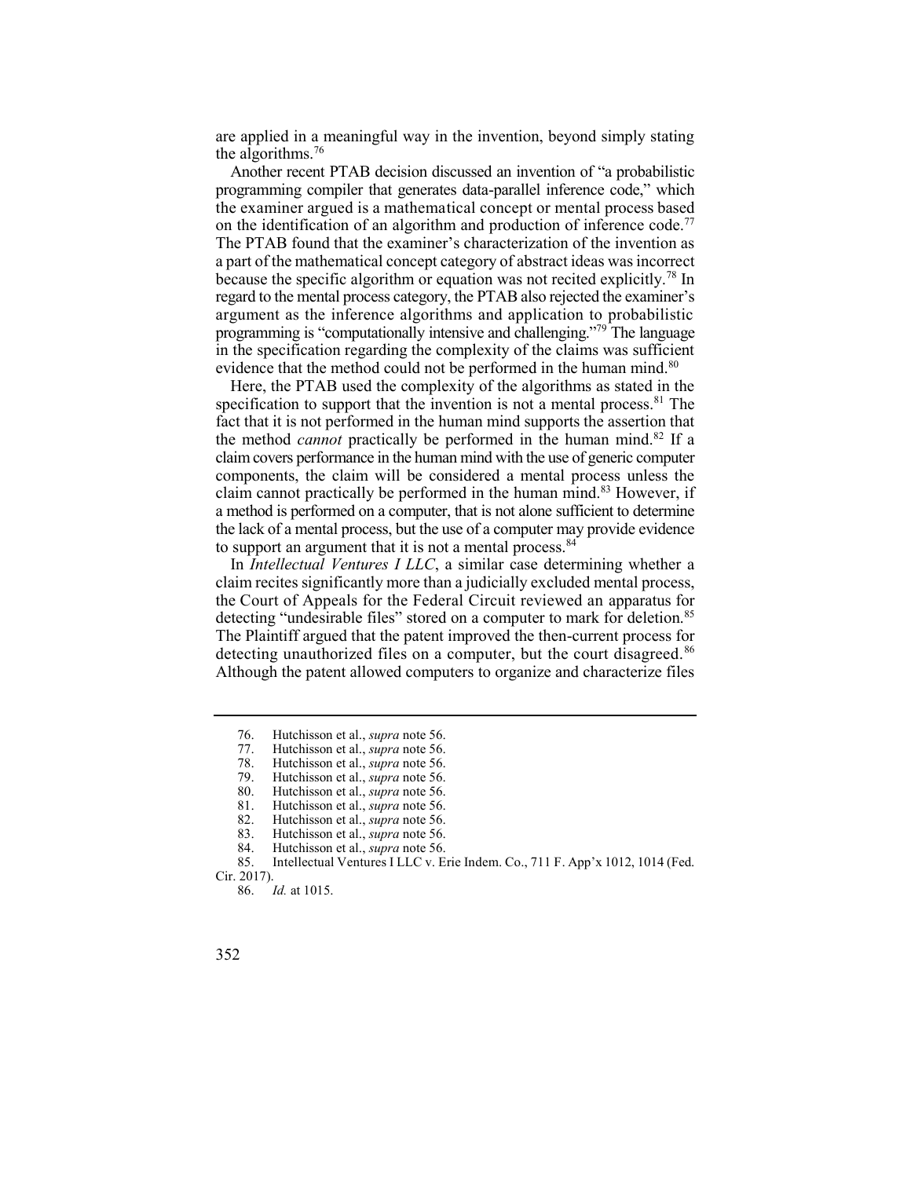are applied in a meaningful way in the invention, beyond simply stating the algorithms.[76]

Another recent PTAB decision discussed an invention of "a probabilistic programming compiler that generates data-parallel inference code," which the examiner argued is a mathematical concept or mental process based on the identification of an algorithm and production of inference code.[77] The PTAB found that the examiner's characterization of the invention as a part of the mathematical concept category of abstract ideas was incorrect because the specific algorithm or equation was not recited explicitly.[78] In regard to the mental process category, the PTAB also rejected the examiner's argument as the inference algorithms and application to probabilistic programming is "computationally intensive and challenging."[79] The language in the specification regarding the complexity of the claims was sufficient evidence that the method could not be performed in the human mind.[80]

Here, the PTAB used the complexity of the algorithms as stated in the specification to support that the invention is not a mental process.[81] The fact that it is not performed in the human mind supports the assertion that the method *cannot* practically be performed in the human mind.[82] If a claim covers performance in the human mind with the use of generic computer components, the claim will be considered a mental process unless the claim cannot practically be performed in the human mind.[83] However, if a method is performed on a computer, that is not alone sufficient to determine the lack of a mental process, but the use of a computer may provide evidence to support an argument that it is not a mental process.[84]

In *Intellectual Ventures I LLC*, a similar case determining whether a claim recites significantly more than a judicially excluded mental process, the Court of Appeals for the Federal Circuit reviewed an apparatus for detecting "undesirable files" stored on a computer to mark for deletion.[85] The Plaintiff argued that the patent improved the then-current process for detecting unauthorized files on a computer, but the court disagreed.[86] Although the patent allowed computers to organize and characterize files

---

76. Hutchisson et al., *supra* note 56.
77. Hutchisson et al., *supra* note 56.
78. Hutchisson et al., *supra* note 56.
79. Hutchisson et al., *supra* note 56.
80. Hutchisson et al., *supra* note 56.
81. Hutchisson et al., *supra* note 56.
82. Hutchisson et al., *supra* note 56.
83. Hutchisson et al., *supra* note 56.
84. Hutchisson et al., *supra* note 56.
85. Intellectual Ventures I LLC v. Erie Indem. Co., 711 F. App'x 1012, 1014 (Fed. Cir. 2017).
86. *Id.* at 1015.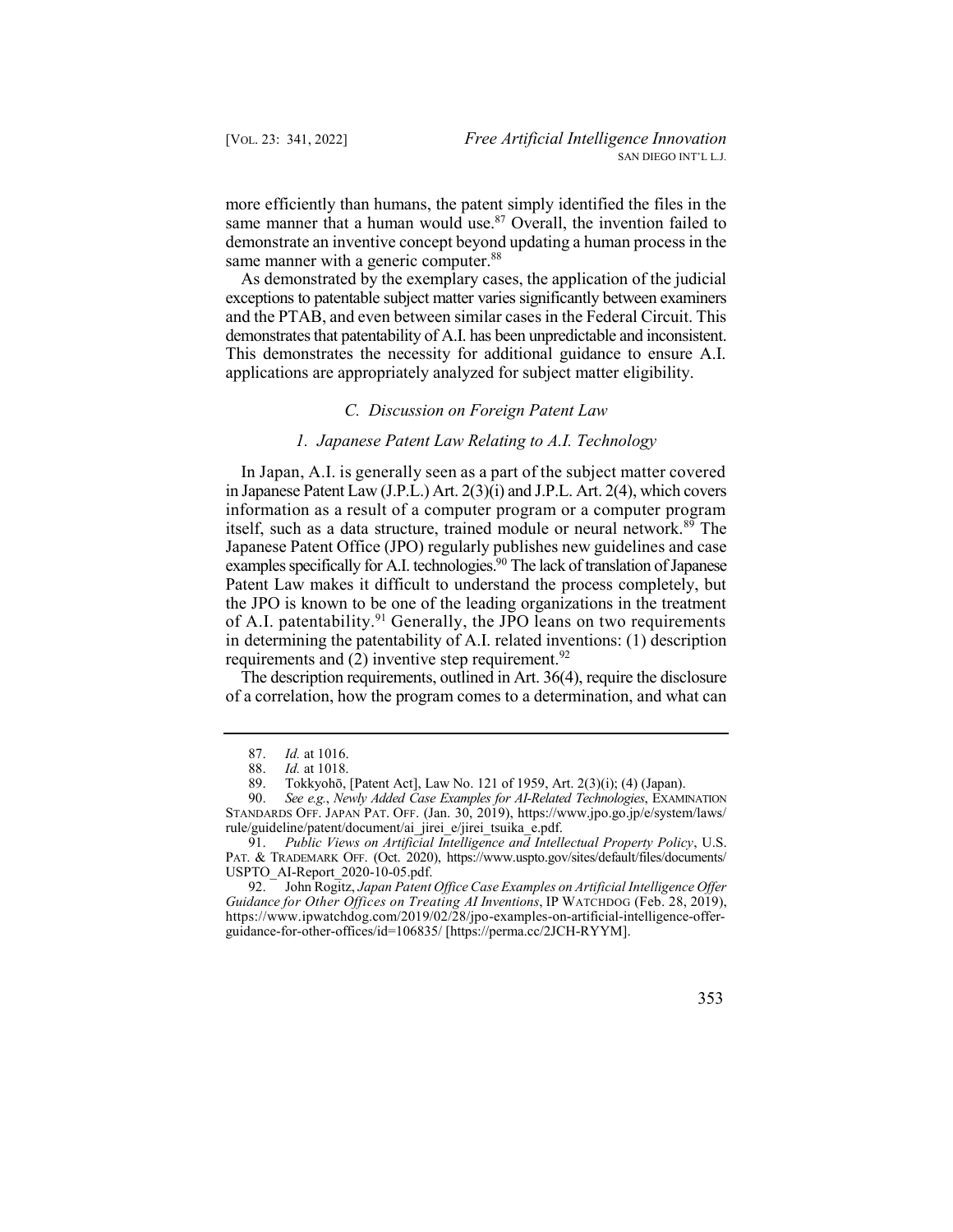more efficiently than humans, the patent simply identified the files in the same manner that a human would use.[87] Overall, the invention failed to demonstrate an inventive concept beyond updating a human process in the same manner with a generic computer.[88]

As demonstrated by the exemplary cases, the application of the judicial exceptions to patentable subject matter varies significantly between examiners and the PTAB, and even between similar cases in the Federal Circuit. This demonstrates that patentability of A.I. has been unpredictable and inconsistent. This demonstrates the necessity for additional guidance to ensure A.I. applications are appropriately analyzed for subject matter eligibility.

### *C. Discussion on Foreign Patent Law*

#### *1. Japanese Patent Law Relating to A.I. Technology*

In Japan, A.I. is generally seen as a part of the subject matter covered in Japanese Patent Law (J.P.L.) Art. 2(3)(i) and J.P.L. Art. 2(4), which covers information as a result of a computer program or a computer program itself, such as a data structure, trained module or neural network.[89] The Japanese Patent Office (JPO) regularly publishes new guidelines and case examples specifically for A.I. technologies.[90] The lack of translation of Japanese Patent Law makes it difficult to understand the process completely, but the JPO is known to be one of the leading organizations in the treatment of A.I. patentability.[91] Generally, the JPO leans on two requirements in determining the patentability of A.I. related inventions: (1) description requirements and (2) inventive step requirement.[92]

The description requirements, outlined in Art. 36(4), require the disclosure of a correlation, how the program comes to a determination, and what can

---

87. *Id.* at 1016.

88. *Id.* at 1018.

89. Tokkyohō, [Patent Act], Law No. 121 of 1959, Art. 2(3)(i); (4) (Japan).

90. *See e.g.*, *Newly Added Case Examples for AI-Related Technologies*, EXAMINATION STANDARDS OFF. JAPAN PAT. OFF. (Jan. 30, 2019), https://www.jpo.go.jp/e/system/laws/rule/guideline/patent/document/ai_jirei_e/jirei_tsuika_e.pdf.

91. *Public Views on Artificial Intelligence and Intellectual Property Policy*, U.S. PAT. & TRADEMARK OFF. (Oct. 2020), https://www.uspto.gov/sites/default/files/documents/USPTO_AI-Report_2020-10-05.pdf.

92. John Rogitz, *Japan Patent Office Case Examples on Artificial Intelligence Offer Guidance for Other Offices on Treating AI Inventions*, IP WATCHDOG (Feb. 28, 2019), https://www.ipwatchdog.com/2019/02/28/jpo-examples-on-artificial-intelligence-offer-guidance-for-other-offices/id=106835/ [https://perma.cc/2JCH-RYYM].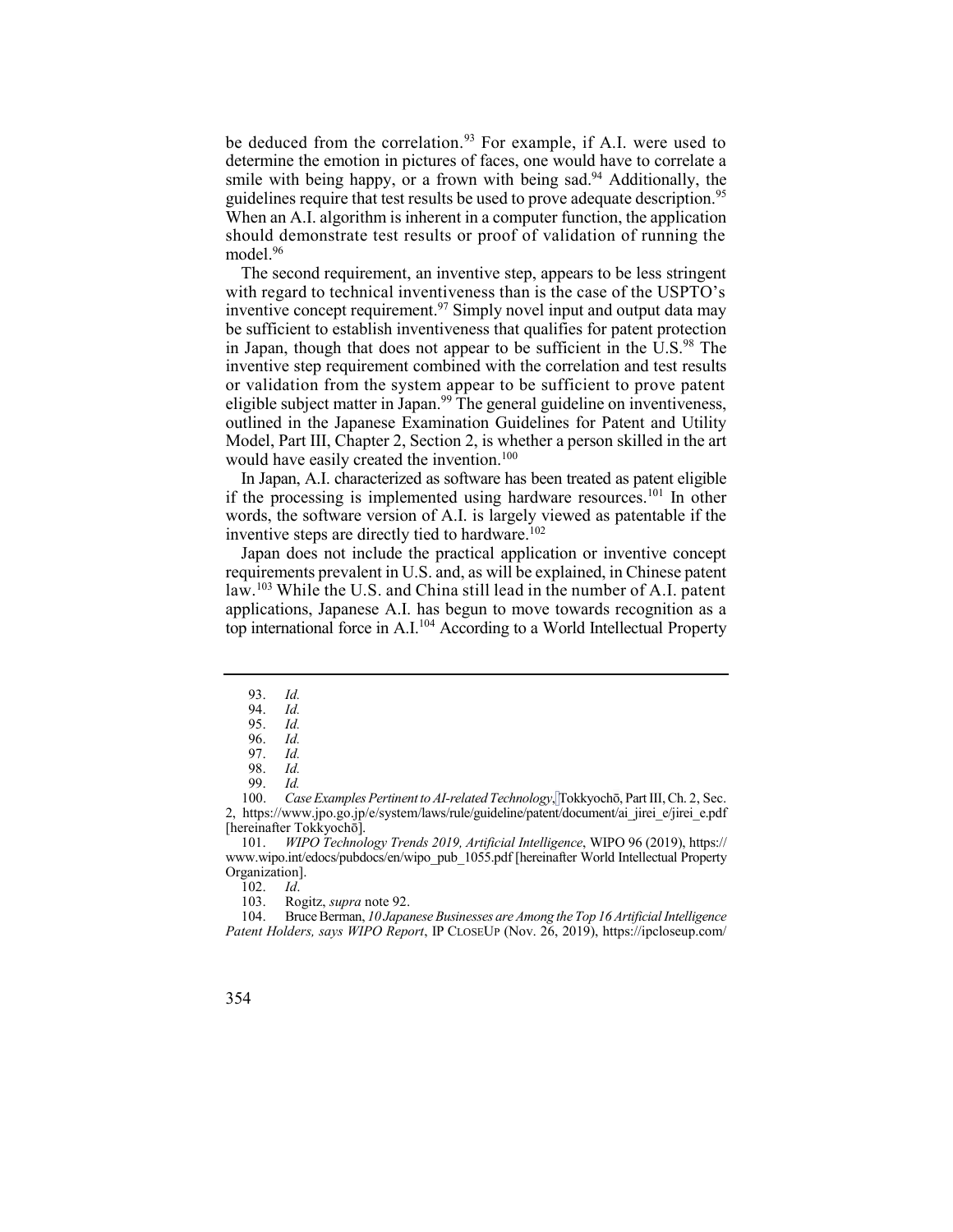be deduced from the correlation.[93] For example, if A.I. were used to determine the emotion in pictures of faces, one would have to correlate a smile with being happy, or a frown with being sad.[94] Additionally, the guidelines require that test results be used to prove adequate description.[95] When an A.I. algorithm is inherent in a computer function, the application should demonstrate test results or proof of validation of running the model.[96]

The second requirement, an inventive step, appears to be less stringent with regard to technical inventiveness than is the case of the USPTO's inventive concept requirement.[97] Simply novel input and output data may be sufficient to establish inventiveness that qualifies for patent protection in Japan, though that does not appear to be sufficient in the U.S.[98] The inventive step requirement combined with the correlation and test results or validation from the system appear to be sufficient to prove patent eligible subject matter in Japan.[99] The general guideline on inventiveness, outlined in the Japanese Examination Guidelines for Patent and Utility Model, Part III, Chapter 2, Section 2, is whether a person skilled in the art would have easily created the invention.[100]

In Japan, A.I. characterized as software has been treated as patent eligible if the processing is implemented using hardware resources.[101] In other words, the software version of A.I. is largely viewed as patentable if the inventive steps are directly tied to hardware.[102]

Japan does not include the practical application or inventive concept requirements prevalent in U.S. and, as will be explained, in Chinese patent law.[103] While the U.S. and China still lead in the number of A.I. patent applications, Japanese A.I. has begun to move towards recognition as a top international force in A.I.[104] According to a World Intellectual Property

---

93. *Id.*
94. *Id.*
95. *Id.*
96. *Id.*
97. *Id.*
98. *Id.*
99. *Id.*
100. *Case Examples Pertinent to AI-related Technology*, Tokkyochō, Part III, Ch. 2, Sec. 2, https://www.jpo.go.jp/e/system/laws/rule/guideline/patent/document/ai_jirei_e/jirei_e.pdf [hereinafter Tokkyochō].
101. *WIPO Technology Trends 2019, Artificial Intelligence*, WIPO 96 (2019), https://www.wipo.int/edocs/pubdocs/en/wipo_pub_1055.pdf [hereinafter World Intellectual Property Organization].
102. *Id*.
103. Rogitz, *supra* note 92.
104. Bruce Berman, *10 Japanese Businesses are Among the Top 16 Artificial Intelligence Patent Holders, says WIPO Report*, IP CLOSEUP (Nov. 26, 2019), https://ipcloseup.com/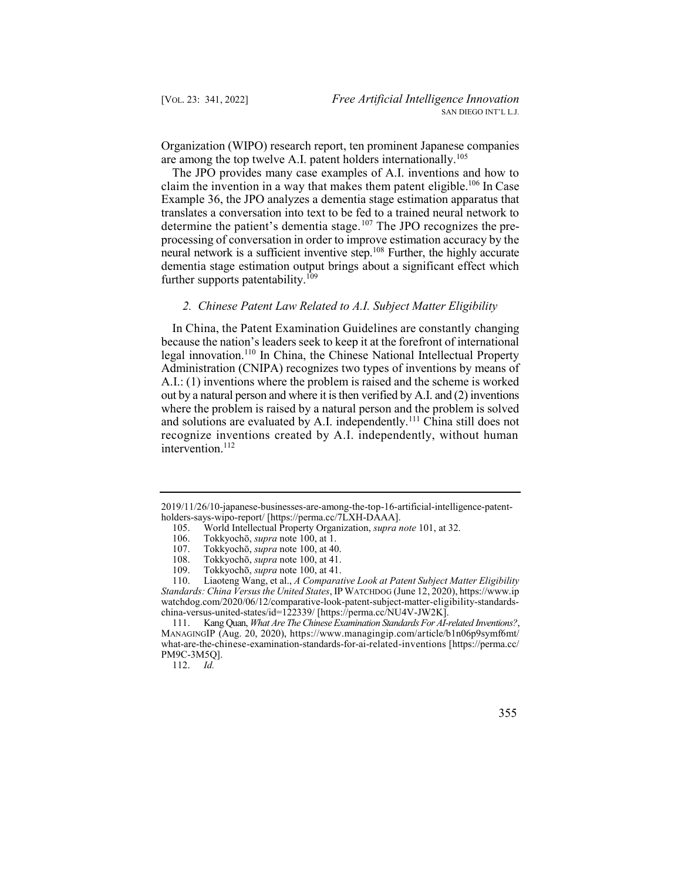Organization (WIPO) research report, ten prominent Japanese companies are among the top twelve A.I. patent holders internationally.[105]

The JPO provides many case examples of A.I. inventions and how to claim the invention in a way that makes them patent eligible.[106] In Case Example 36, the JPO analyzes a dementia stage estimation apparatus that translates a conversation into text to be fed to a trained neural network to determine the patient's dementia stage.[107] The JPO recognizes the pre-processing of conversation in order to improve estimation accuracy by the neural network is a sufficient inventive step.[108] Further, the highly accurate dementia stage estimation output brings about a significant effect which further supports patentability.[109]

### *2. Chinese Patent Law Related to A.I. Subject Matter Eligibility*

In China, the Patent Examination Guidelines are constantly changing because the nation's leaders seek to keep it at the forefront of international legal innovation.[110] In China, the Chinese National Intellectual Property Administration (CNIPA) recognizes two types of inventions by means of A.I.: (1) inventions where the problem is raised and the scheme is worked out by a natural person and where it is then verified by A.I. and (2) inventions where the problem is raised by a natural person and the problem is solved and solutions are evaluated by A.I. independently.[111] China still does not recognize inventions created by A.I. independently, without human intervention.[112]

---

2019/11/26/10-japanese-businesses-are-among-the-top-16-artificial-intelligence-patent-holders-says-wipo-report/ [https://perma.cc/7LXH-DAAA].

105. World Intellectual Property Organization, *supra note* 101, at 32.

106. Tokkyochō, *supra* note 100, at 1.

107. Tokkyochō, *supra* note 100, at 40.

108. Tokkyochō, *supra* note 100, at 41.

109. Tokkyochō, *supra* note 100, at 41.

110. Liaoteng Wang, et al., *A Comparative Look at Patent Subject Matter Eligibility Standards: China Versus the United States*, IP WATCHDOG (June 12, 2020), https://www.ipwatchdog.com/2020/06/12/comparative-look-patent-subject-matter-eligibility-standards-china-versus-united-states/id=122339/ [https://perma.cc/NU4V-JW2K].

111. Kang Quan, *What Are The Chinese Examination Standards For AI-related Inventions?*, MANAGINGIP (Aug. 20, 2020), https://www.managingip.com/article/b1n06p9symf6mt/what-are-the-chinese-examination-standards-for-ai-related-inventions [https://perma.cc/PM9C-3M5Q].

112. *Id.*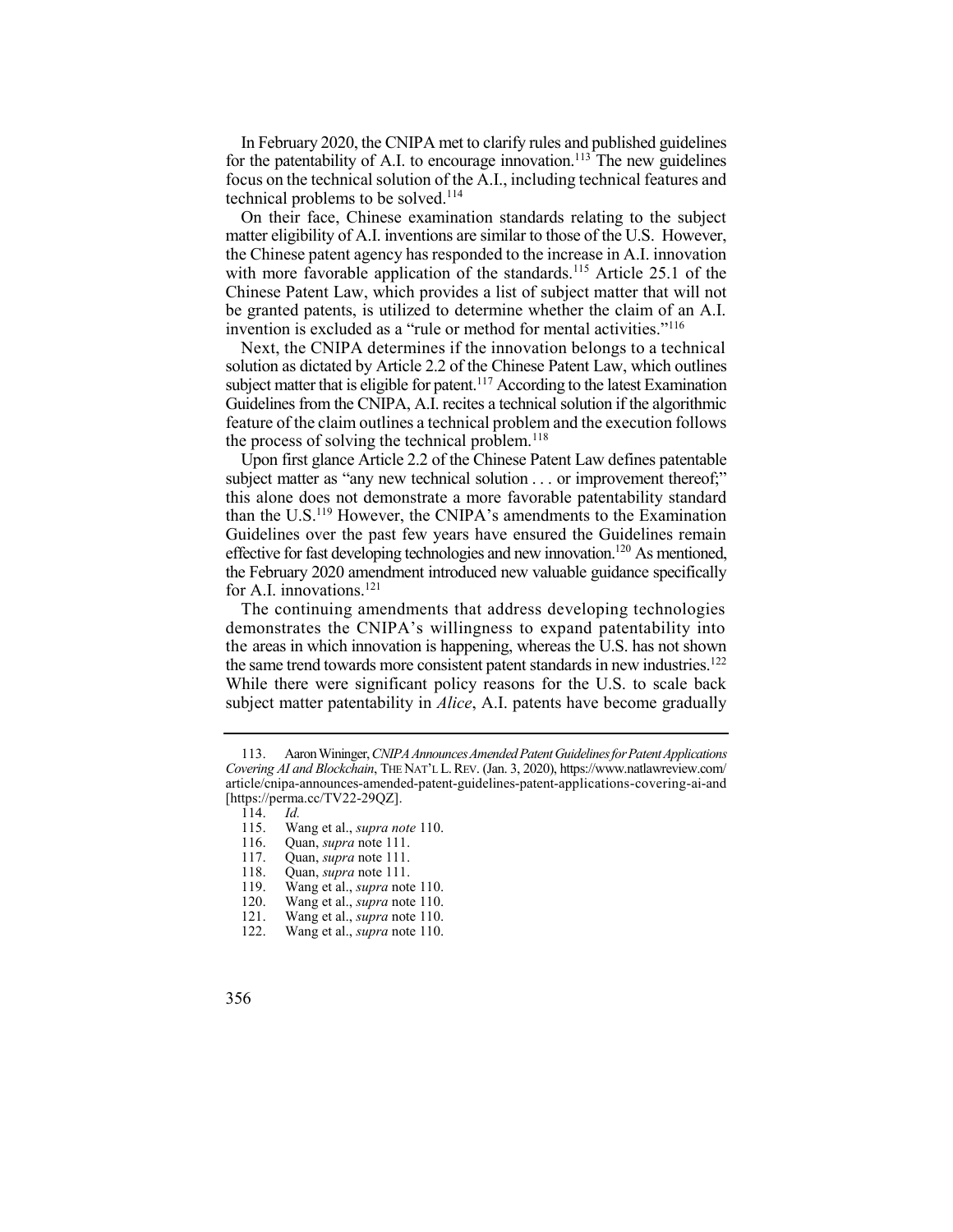In February 2020, the CNIPA met to clarify rules and published guidelines for the patentability of A.I. to encourage innovation.[113] The new guidelines focus on the technical solution of the A.I., including technical features and technical problems to be solved.[114]

On their face, Chinese examination standards relating to the subject matter eligibility of A.I. inventions are similar to those of the U.S. However, the Chinese patent agency has responded to the increase in A.I. innovation with more favorable application of the standards.[115] Article 25.1 of the Chinese Patent Law, which provides a list of subject matter that will not be granted patents, is utilized to determine whether the claim of an A.I. invention is excluded as a "rule or method for mental activities."[116]

Next, the CNIPA determines if the innovation belongs to a technical solution as dictated by Article 2.2 of the Chinese Patent Law, which outlines subject matter that is eligible for patent.[117] According to the latest Examination Guidelines from the CNIPA, A.I. recites a technical solution if the algorithmic feature of the claim outlines a technical problem and the execution follows the process of solving the technical problem.[118]

Upon first glance Article 2.2 of the Chinese Patent Law defines patentable subject matter as "any new technical solution . . . or improvement thereof;" this alone does not demonstrate a more favorable patentability standard than the U.S.[119] However, the CNIPA's amendments to the Examination Guidelines over the past few years have ensured the Guidelines remain effective for fast developing technologies and new innovation.[120] As mentioned, the February 2020 amendment introduced new valuable guidance specifically for A.I. innovations.[121]

The continuing amendments that address developing technologies demonstrates the CNIPA's willingness to expand patentability into the areas in which innovation is happening, whereas the U.S. has not shown the same trend towards more consistent patent standards in new industries.[122] While there were significant policy reasons for the U.S. to scale back subject matter patentability in *Alice*, A.I. patents have become gradually

---

113. Aaron Wininger, *CNIPA Announces Amended Patent Guidelines for Patent Applications Covering AI and Blockchain*, THE NAT'L L. REV. (Jan. 3, 2020), https://www.natlawreview.com/article/cnipa-announces-amended-patent-guidelines-patent-applications-covering-ai-and [https://perma.cc/TV22-29QZ].

114. *Id.*

115. Wang et al., *supra note* 110.

116. Quan, *supra* note 111.

117. Quan, *supra* note 111.

118. Quan, *supra* note 111.

119. Wang et al., *supra* note 110.

120. Wang et al., *supra* note 110.

121. Wang et al., *supra* note 110.

122. Wang et al., *supra* note 110.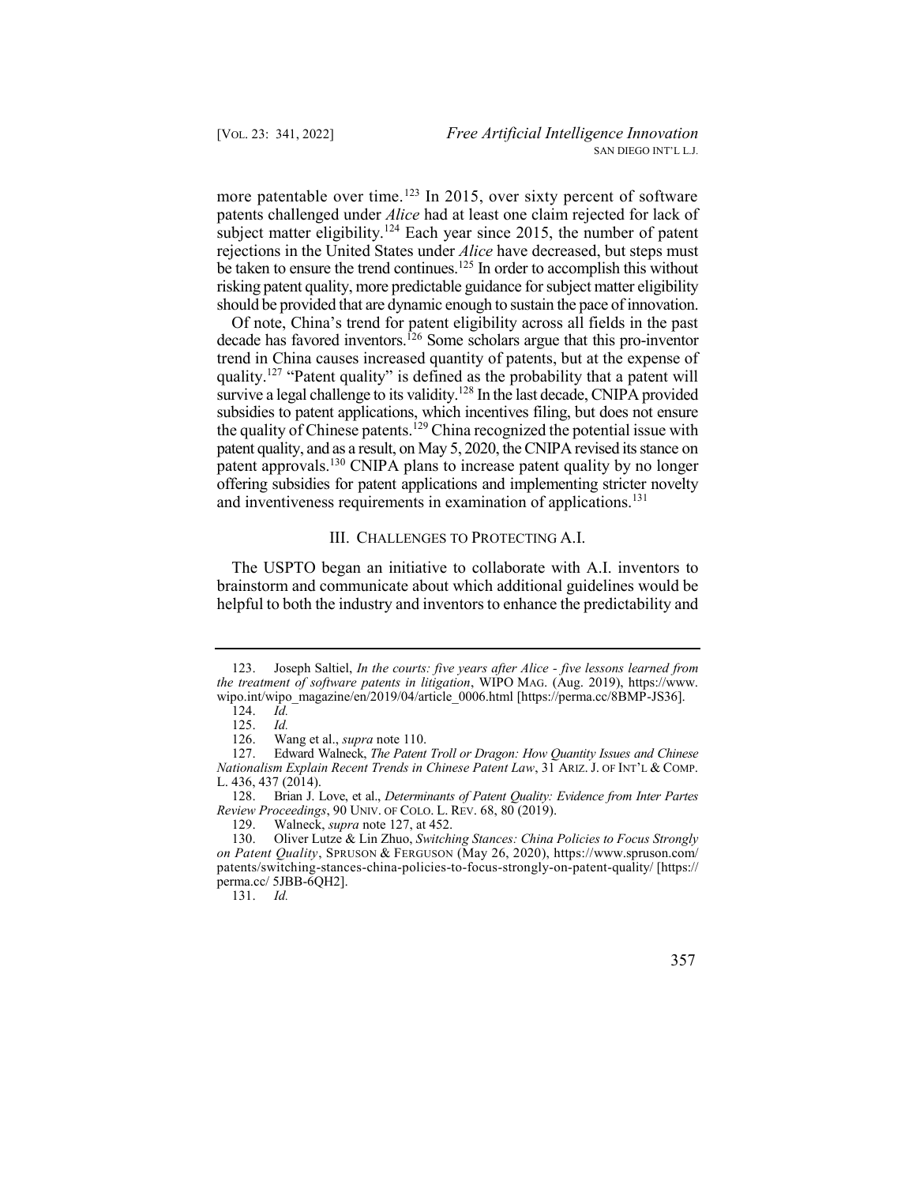more patentable over time.[123] In 2015, over sixty percent of software patents challenged under *Alice* had at least one claim rejected for lack of subject matter eligibility.[124] Each year since 2015, the number of patent rejections in the United States under *Alice* have decreased, but steps must be taken to ensure the trend continues.[125] In order to accomplish this without risking patent quality, more predictable guidance for subject matter eligibility should be provided that are dynamic enough to sustain the pace of innovation.

Of note, China's trend for patent eligibility across all fields in the past decade has favored inventors.[126] Some scholars argue that this pro-inventor trend in China causes increased quantity of patents, but at the expense of quality.[127] "Patent quality" is defined as the probability that a patent will survive a legal challenge to its validity.[128] In the last decade, CNIPA provided subsidies to patent applications, which incentives filing, but does not ensure the quality of Chinese patents.[129] China recognized the potential issue with patent quality, and as a result, on May 5, 2020, the CNIPA revised its stance on patent approvals.[130] CNIPA plans to increase patent quality by no longer offering subsidies for patent applications and implementing stricter novelty and inventiveness requirements in examination of applications.[131]

## III. CHALLENGES TO PROTECTING A.I.

The USPTO began an initiative to collaborate with A.I. inventors to brainstorm and communicate about which additional guidelines would be helpful to both the industry and inventors to enhance the predictability and

---

123. Joseph Saltiel, *In the courts: five years after Alice - five lessons learned from the treatment of software patents in litigation*, WIPO MAG. (Aug. 2019), https://www.wipo.int/wipo_magazine/en/2019/04/article_0006.html [https://perma.cc/8BMP-JS36].

124. *Id.*

125. *Id.*

126. Wang et al., *supra* note 110.

127. Edward Walneck, *The Patent Troll or Dragon: How Quantity Issues and Chinese Nationalism Explain Recent Trends in Chinese Patent Law*, 31 ARIZ. J. OF INT'L & COMP. L. 436, 437 (2014).

128. Brian J. Love, et al., *Determinants of Patent Quality: Evidence from Inter Partes Review Proceedings*, 90 UNIV. OF COLO. L. REV. 68, 80 (2019).

129. Walneck, *supra* note 127, at 452.

130. Oliver Lutze & Lin Zhuo, *Switching Stances: China Policies to Focus Strongly on Patent Quality*, SPRUSON & FERGUSON (May 26, 2020), https://www.spruson.com/patents/switching-stances-china-policies-to-focus-strongly-on-patent-quality/ [https://perma.cc/ 5JBB-6QH2].

131. *Id.*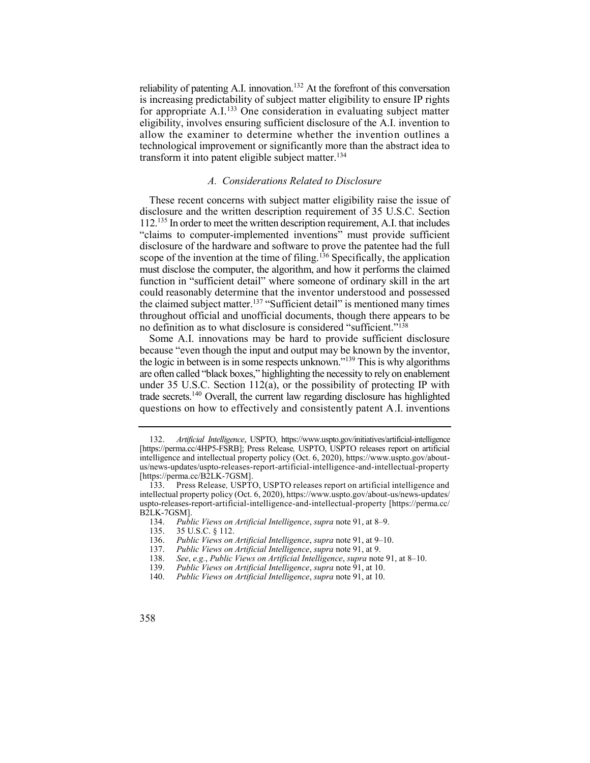reliability of patenting A.I. innovation.[132] At the forefront of this conversation is increasing predictability of subject matter eligibility to ensure IP rights for appropriate A.I.[133] One consideration in evaluating subject matter eligibility, involves ensuring sufficient disclosure of the A.I. invention to allow the examiner to determine whether the invention outlines a technological improvement or significantly more than the abstract idea to transform it into patent eligible subject matter.[134]

### *A. Considerations Related to Disclosure*

These recent concerns with subject matter eligibility raise the issue of disclosure and the written description requirement of 35 U.S.C. Section 112.[135] In order to meet the written description requirement, A.I. that includes "claims to computer-implemented inventions" must provide sufficient disclosure of the hardware and software to prove the patentee had the full scope of the invention at the time of filing.[136] Specifically, the application must disclose the computer, the algorithm, and how it performs the claimed function in "sufficient detail" where someone of ordinary skill in the art could reasonably determine that the inventor understood and possessed the claimed subject matter.[137] "Sufficient detail" is mentioned many times throughout official and unofficial documents, though there appears to be no definition as to what disclosure is considered "sufficient."[138]

Some A.I. innovations may be hard to provide sufficient disclosure because "even though the input and output may be known by the inventor, the logic in between is in some respects unknown."[139] This is why algorithms are often called "black boxes," highlighting the necessity to rely on enablement under 35 U.S.C. Section 112(a), or the possibility of protecting IP with trade secrets.[140] Overall, the current law regarding disclosure has highlighted questions on how to effectively and consistently patent A.I. inventions

---

132. *Artificial Intelligence*, USPTO, https://www.uspto.gov/initiatives/artificial-intelligence [https://perma.cc/4HP5-FSRB]; Press Release*,* USPTO, USPTO releases report on artificial intelligence and intellectual property policy (Oct. 6, 2020), https://www.uspto.gov/about-us/news-updates/uspto-releases-report-artificial-intelligence-and-intellectual-property [https://perma.cc/B2LK-7GSM].

133. Press Release*,* USPTO, USPTO releases report on artificial intelligence and intellectual property policy (Oct. 6, 2020), https://www.uspto.gov/about-us/news-updates/uspto-releases-report-artificial-intelligence-and-intellectual-property [https://perma.cc/B2LK-7GSM].

134. *Public Views on Artificial Intelligence*, *supra* note 91, at 8–9.

135. 35 U.S.C. § 112.

136. *Public Views on Artificial Intelligence*, *supra* note 91, at 9–10.

137. *Public Views on Artificial Intelligence*, *supra* note 91, at 9.

138. *See*, *e.g.*, *Public Views on Artificial Intelligence*, *supra* note 91, at 8–10.

139. *Public Views on Artificial Intelligence*, *supra* note 91, at 10.

140. *Public Views on Artificial Intelligence*, *supra* note 91, at 10.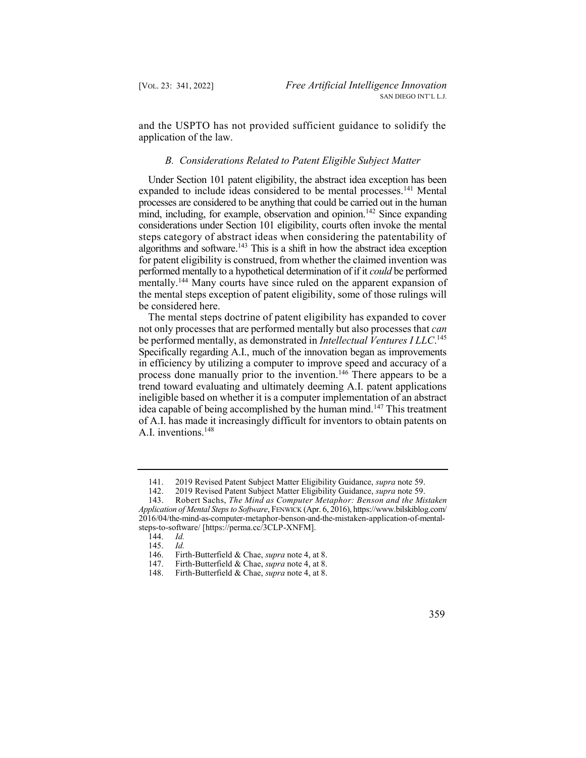and the USPTO has not provided sufficient guidance to solidify the application of the law.

### *B. Considerations Related to Patent Eligible Subject Matter*

Under Section 101 patent eligibility, the abstract idea exception has been expanded to include ideas considered to be mental processes.[141] Mental processes are considered to be anything that could be carried out in the human mind, including, for example, observation and opinion.[142] Since expanding considerations under Section 101 eligibility, courts often invoke the mental steps category of abstract ideas when considering the patentability of algorithms and software.[143] This is a shift in how the abstract idea exception for patent eligibility is construed, from whether the claimed invention was performed mentally to a hypothetical determination of if it *could* be performed mentally.[144] Many courts have since ruled on the apparent expansion of the mental steps exception of patent eligibility, some of those rulings will be considered here.

The mental steps doctrine of patent eligibility has expanded to cover not only processes that are performed mentally but also processes that *can* be performed mentally, as demonstrated in *Intellectual Ventures I LLC*.[145] Specifically regarding A.I., much of the innovation began as improvements in efficiency by utilizing a computer to improve speed and accuracy of a process done manually prior to the invention.[146] There appears to be a trend toward evaluating and ultimately deeming A.I. patent applications ineligible based on whether it is a computer implementation of an abstract idea capable of being accomplished by the human mind.[147] This treatment of A.I. has made it increasingly difficult for inventors to obtain patents on A.I. inventions.[148]

---

141. 2019 Revised Patent Subject Matter Eligibility Guidance, *supra* note 59.

142. 2019 Revised Patent Subject Matter Eligibility Guidance, *supra* note 59.

143. Robert Sachs, *The Mind as Computer Metaphor: Benson and the Mistaken Application of Mental Steps to Software*, FENWICK (Apr. 6, 2016), https://www.bilskiblog.com/2016/04/the-mind-as-computer-metaphor-benson-and-the-mistaken-application-of-mental-steps-to-software/ [https://perma.cc/3CLP-XNFM].

144. *Id.*

145. *Id.*

146. Firth-Butterfield & Chae, *supra* note 4, at 8.

147. Firth-Butterfield & Chae, *supra* note 4, at 8.

148. Firth-Butterfield & Chae, *supra* note 4, at 8.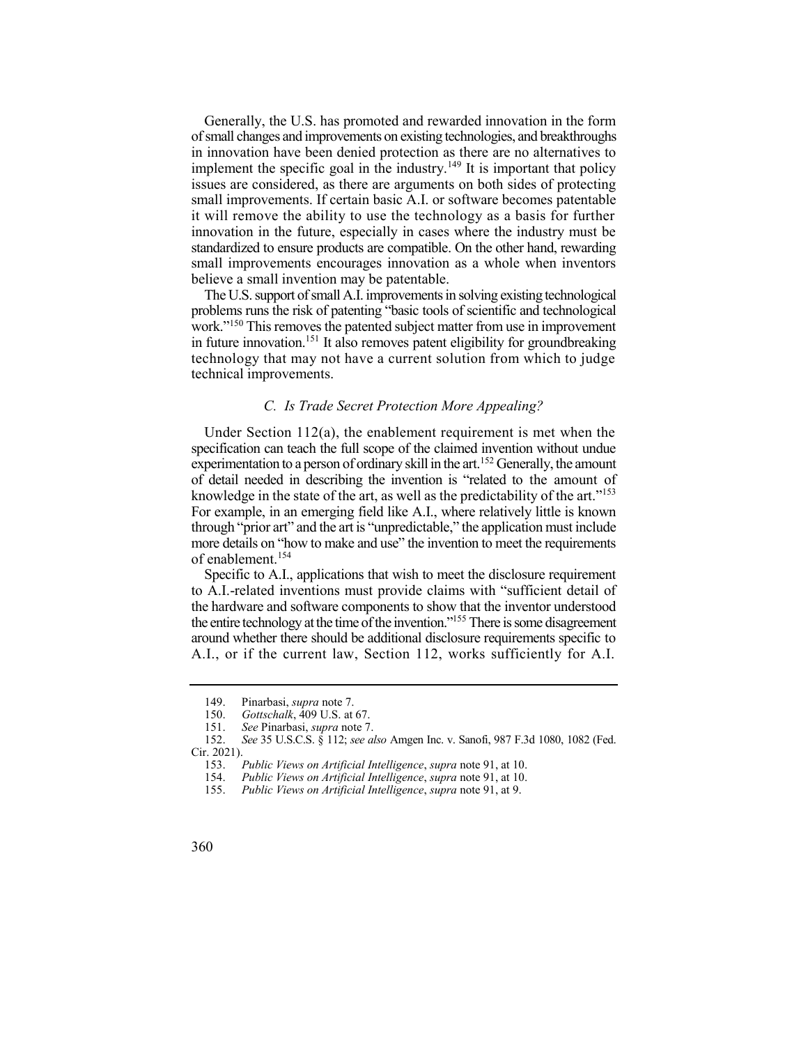Generally, the U.S. has promoted and rewarded innovation in the form of small changes and improvements on existing technologies, and breakthroughs in innovation have been denied protection as there are no alternatives to implement the specific goal in the industry.[149] It is important that policy issues are considered, as there are arguments on both sides of protecting small improvements. If certain basic A.I. or software becomes patentable it will remove the ability to use the technology as a basis for further innovation in the future, especially in cases where the industry must be standardized to ensure products are compatible. On the other hand, rewarding small improvements encourages innovation as a whole when inventors believe a small invention may be patentable.

The U.S. support of small A.I. improvements in solving existing technological problems runs the risk of patenting "basic tools of scientific and technological work."[150] This removes the patented subject matter from use in improvement in future innovation.[151] It also removes patent eligibility for groundbreaking technology that may not have a current solution from which to judge technical improvements.

### *C. Is Trade Secret Protection More Appealing?*

Under Section 112(a), the enablement requirement is met when the specification can teach the full scope of the claimed invention without undue experimentation to a person of ordinary skill in the art.[152] Generally, the amount of detail needed in describing the invention is "related to the amount of knowledge in the state of the art, as well as the predictability of the art."[153] For example, in an emerging field like A.I., where relatively little is known through "prior art" and the art is "unpredictable," the application must include more details on "how to make and use" the invention to meet the requirements of enablement.[154]

Specific to A.I., applications that wish to meet the disclosure requirement to A.I.-related inventions must provide claims with "sufficient detail of the hardware and software components to show that the inventor understood the entire technology at the time of the invention."[155] There is some disagreement around whether there should be additional disclosure requirements specific to A.I., or if the current law, Section 112, works sufficiently for A.I.

---

149. Pinarbasi, *supra* note 7.

150. *Gottschalk*, 409 U.S. at 67.

151. *See* Pinarbasi, *supra* note 7.

152. *See* 35 U.S.C.S. § 112; *see also* Amgen Inc. v. Sanofi, 987 F.3d 1080, 1082 (Fed. Cir. 2021).

153. *Public Views on Artificial Intelligence*, *supra* note 91, at 10.

154. *Public Views on Artificial Intelligence*, *supra* note 91, at 10.

155. *Public Views on Artificial Intelligence*, *supra* note 91, at 9.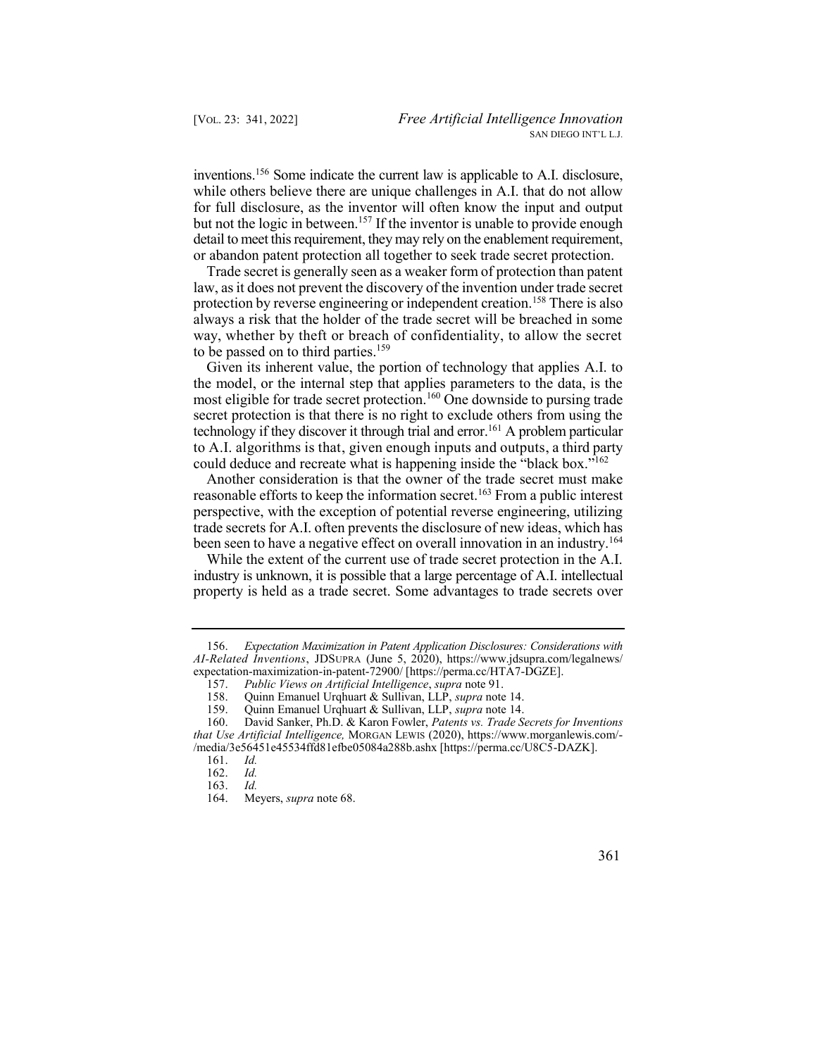inventions.[156] Some indicate the current law is applicable to A.I. disclosure, while others believe there are unique challenges in A.I. that do not allow for full disclosure, as the inventor will often know the input and output but not the logic in between.[157] If the inventor is unable to provide enough detail to meet this requirement, they may rely on the enablement requirement, or abandon patent protection all together to seek trade secret protection.

Trade secret is generally seen as a weaker form of protection than patent law, as it does not prevent the discovery of the invention under trade secret protection by reverse engineering or independent creation.[158] There is also always a risk that the holder of the trade secret will be breached in some way, whether by theft or breach of confidentiality, to allow the secret to be passed on to third parties.[159]

Given its inherent value, the portion of technology that applies A.I. to the model, or the internal step that applies parameters to the data, is the most eligible for trade secret protection.[160] One downside to pursing trade secret protection is that there is no right to exclude others from using the technology if they discover it through trial and error.[161] A problem particular to A.I. algorithms is that, given enough inputs and outputs, a third party could deduce and recreate what is happening inside the "black box."[162]

Another consideration is that the owner of the trade secret must make reasonable efforts to keep the information secret.[163] From a public interest perspective, with the exception of potential reverse engineering, utilizing trade secrets for A.I. often prevents the disclosure of new ideas, which has been seen to have a negative effect on overall innovation in an industry.[164]

While the extent of the current use of trade secret protection in the A.I. industry is unknown, it is possible that a large percentage of A.I. intellectual property is held as a trade secret. Some advantages to trade secrets over

---

156. *Expectation Maximization in Patent Application Disclosures: Considerations with AI-Related Inventions*, JDSUPRA (June 5, 2020), https://www.jdsupra.com/legalnews/expectation-maximization-in-patent-72900/ [https://perma.cc/HTA7-DGZE].

157. *Public Views on Artificial Intelligence*, *supra* note 91.

158. Quinn Emanuel Urqhuart & Sullivan, LLP, *supra* note 14.

159. Quinn Emanuel Urqhuart & Sullivan, LLP, *supra* note 14.

160. David Sanker, Ph.D. & Karon Fowler, *Patents vs. Trade Secrets for Inventions that Use Artificial Intelligence,* MORGAN LEWIS (2020), https://www.morganlewis.com/-/media/3e56451e45534ffd81efbe05084a288b.ashx [https://perma.cc/U8C5-DAZK].

161. *Id.*

162. *Id.*

163. *Id.*

164. Meyers, *supra* note 68.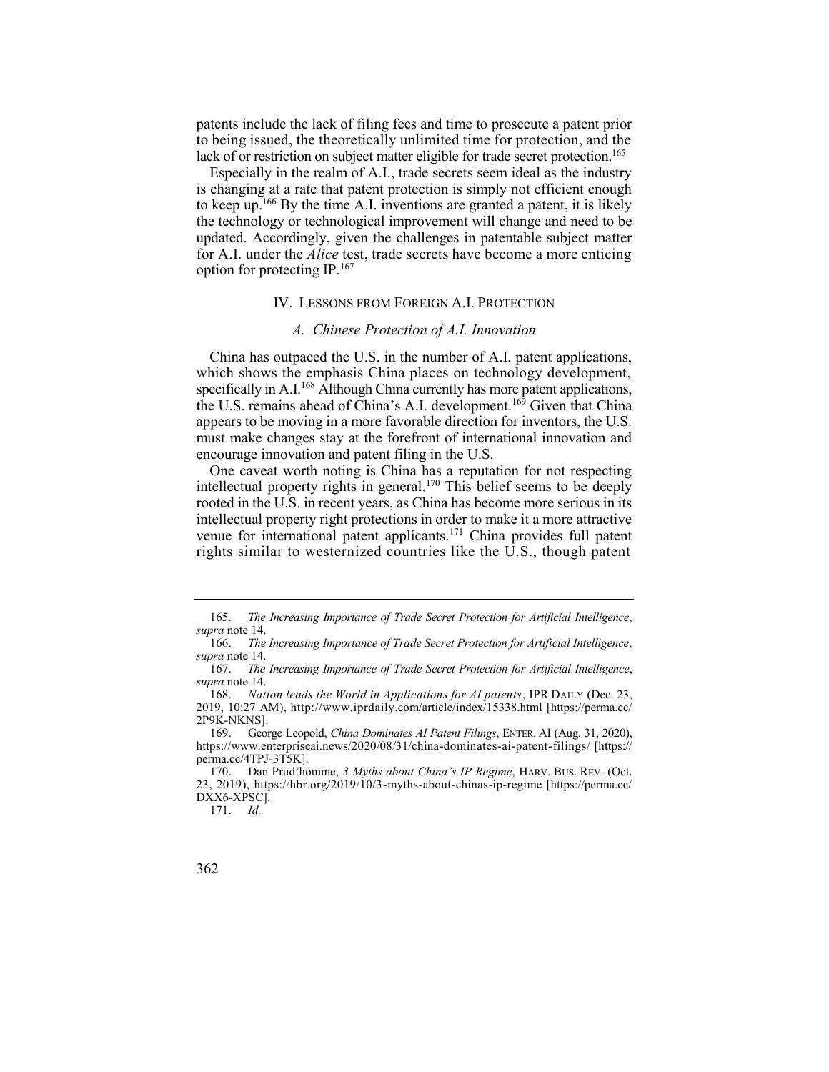patents include the lack of filing fees and time to prosecute a patent prior to being issued, the theoretically unlimited time for protection, and the lack of or restriction on subject matter eligible for trade secret protection.[165]

Especially in the realm of A.I., trade secrets seem ideal as the industry is changing at a rate that patent protection is simply not efficient enough to keep up.[166] By the time A.I. inventions are granted a patent, it is likely the technology or technological improvement will change and need to be updated. Accordingly, given the challenges in patentable subject matter for A.I. under the *Alice* test, trade secrets have become a more enticing option for protecting IP.[167]

## IV. LESSONS FROM FOREIGN A.I. PROTECTION

### *A. Chinese Protection of A.I. Innovation*

China has outpaced the U.S. in the number of A.I. patent applications, which shows the emphasis China places on technology development, specifically in A.I.[168] Although China currently has more patent applications, the U.S. remains ahead of China's A.I. development.[169] Given that China appears to be moving in a more favorable direction for inventors, the U.S. must make changes stay at the forefront of international innovation and encourage innovation and patent filing in the U.S.

One caveat worth noting is China has a reputation for not respecting intellectual property rights in general.[170] This belief seems to be deeply rooted in the U.S. in recent years, as China has become more serious in its intellectual property right protections in order to make it a more attractive venue for international patent applicants.[171] China provides full patent rights similar to westernized countries like the U.S., though patent

---

165. *The Increasing Importance of Trade Secret Protection for Artificial Intelligence*, *supra* note 14.

166. *The Increasing Importance of Trade Secret Protection for Artificial Intelligence*, *supra* note 14.

167. *The Increasing Importance of Trade Secret Protection for Artificial Intelligence*, *supra* note 14.

168. *Nation leads the World in Applications for AI patents*, IPR DAILY (Dec. 23, 2019, 10:27 AM), http://www.iprdaily.com/article/index/15338.html [https://perma.cc/2P9K-NKNS].

169. George Leopold, *China Dominates AI Patent Filings*, ENTER. AI (Aug. 31, 2020), https://www.enterpriseai.news/2020/08/31/china-dominates-ai-patent-filings/ [https://perma.cc/4TPJ-3T5K].

170. Dan Prud'homme, *3 Myths about China's IP Regime*, HARV. BUS. REV. (Oct. 23, 2019), https://hbr.org/2019/10/3-myths-about-chinas-ip-regime [https://perma.cc/DXX6-XPSC].

171. *Id.*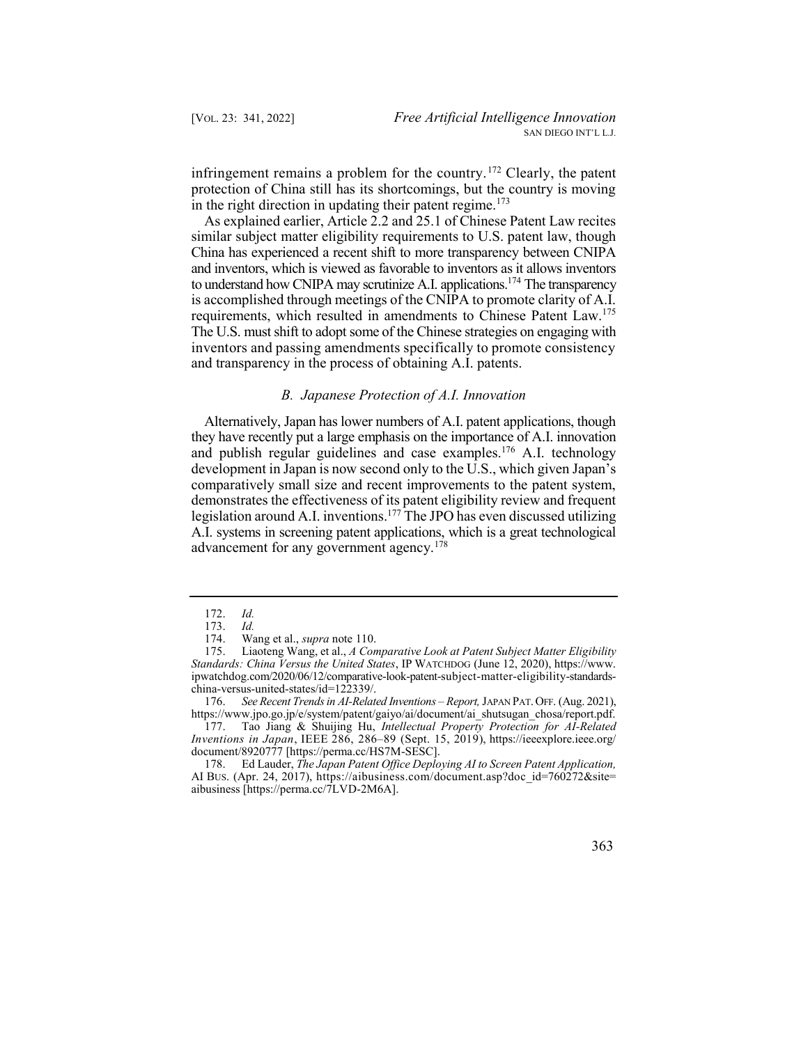infringement remains a problem for the country.[172] Clearly, the patent protection of China still has its shortcomings, but the country is moving in the right direction in updating their patent regime.[173]

As explained earlier, Article 2.2 and 25.1 of Chinese Patent Law recites similar subject matter eligibility requirements to U.S. patent law, though China has experienced a recent shift to more transparency between CNIPA and inventors, which is viewed as favorable to inventors as it allows inventors to understand how CNIPA may scrutinize A.I. applications.[174] The transparency is accomplished through meetings of the CNIPA to promote clarity of A.I. requirements, which resulted in amendments to Chinese Patent Law.[175] The U.S. must shift to adopt some of the Chinese strategies on engaging with inventors and passing amendments specifically to promote consistency and transparency in the process of obtaining A.I. patents.

### *B. Japanese Protection of A.I. Innovation*

Alternatively, Japan has lower numbers of A.I. patent applications, though they have recently put a large emphasis on the importance of A.I. innovation and publish regular guidelines and case examples.[176] A.I. technology development in Japan is now second only to the U.S., which given Japan's comparatively small size and recent improvements to the patent system, demonstrates the effectiveness of its patent eligibility review and frequent legislation around A.I. inventions.[177] The JPO has even discussed utilizing A.I. systems in screening patent applications, which is a great technological advancement for any government agency.[178]

---

172. *Id.*

173. *Id.*

174. Wang et al., *supra* note 110.

175. Liaoteng Wang, et al., *A Comparative Look at Patent Subject Matter Eligibility Standards: China Versus the United States*, IP WATCHDOG (June 12, 2020), https://www.ipwatchdog.com/2020/06/12/comparative-look-patent-subject-matter-eligibility-standards-china-versus-united-states/id=122339/.

176. *See Recent Trends in AI-Related Inventions – Report,* JAPAN PAT. OFF. (Aug. 2021), https://www.jpo.go.jp/e/system/patent/gaiyo/ai/document/ai_shutsugan_chosa/report.pdf.

177. Tao Jiang & Shuijing Hu, *Intellectual Property Protection for AI-Related Inventions in Japan*, IEEE 286, 286–89 (Sept. 15, 2019), https://ieeexplore.ieee.org/document/8920777 [https://perma.cc/HS7M-SESC].

178. Ed Lauder, *The Japan Patent Office Deploying AI to Screen Patent Application,* AI BUS. (Apr. 24, 2017), https://aibusiness.com/document.asp?doc_id=760272&site=aibusiness [https://perma.cc/7LVD-2M6A].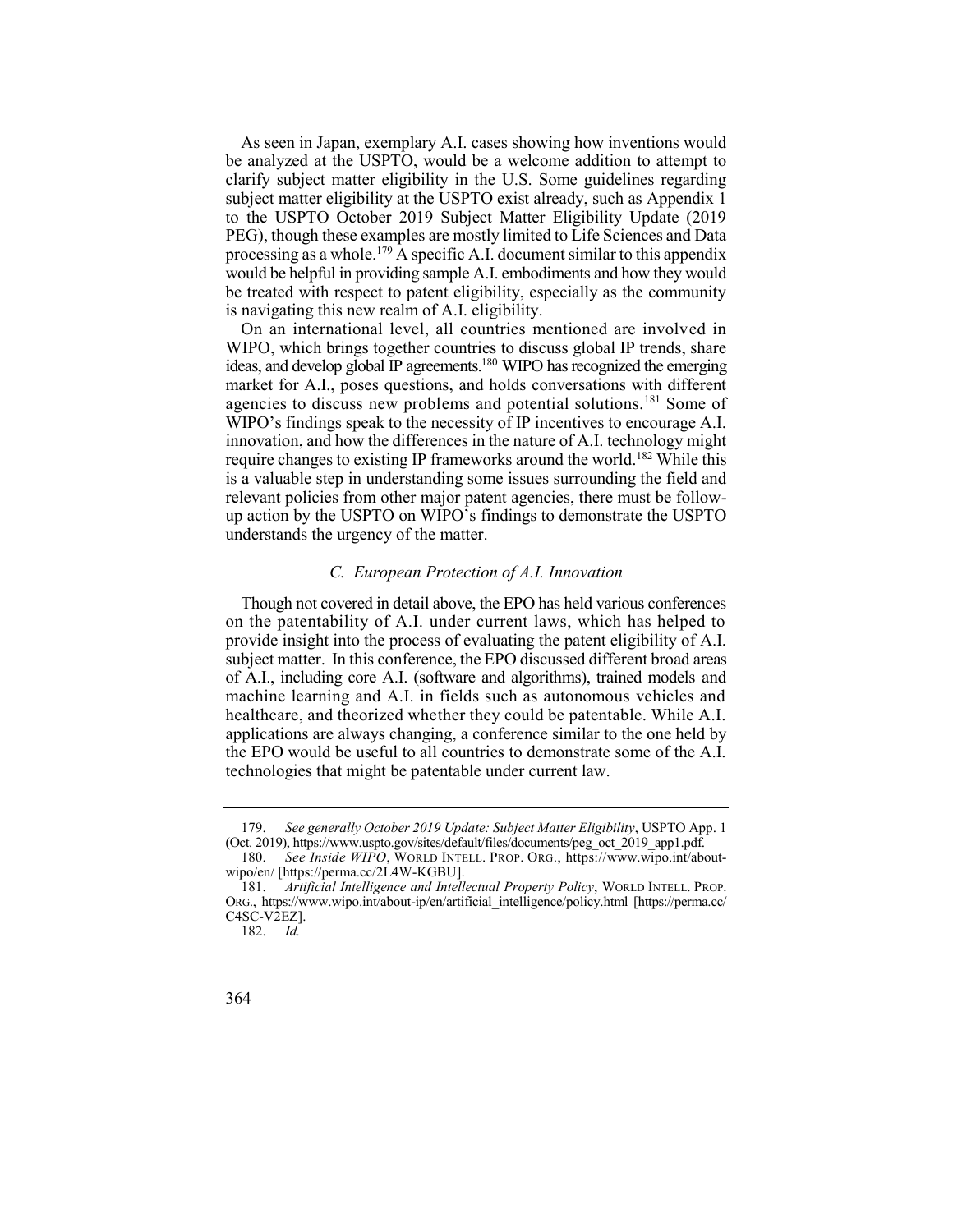As seen in Japan, exemplary A.I. cases showing how inventions would be analyzed at the USPTO, would be a welcome addition to attempt to clarify subject matter eligibility in the U.S. Some guidelines regarding subject matter eligibility at the USPTO exist already, such as Appendix 1 to the USPTO October 2019 Subject Matter Eligibility Update (2019 PEG), though these examples are mostly limited to Life Sciences and Data processing as a whole.[179] A specific A.I. document similar to this appendix would be helpful in providing sample A.I. embodiments and how they would be treated with respect to patent eligibility, especially as the community is navigating this new realm of A.I. eligibility.

On an international level, all countries mentioned are involved in WIPO, which brings together countries to discuss global IP trends, share ideas, and develop global IP agreements.[180] WIPO has recognized the emerging market for A.I., poses questions, and holds conversations with different agencies to discuss new problems and potential solutions.[181] Some of WIPO's findings speak to the necessity of IP incentives to encourage A.I. innovation, and how the differences in the nature of A.I. technology might require changes to existing IP frameworks around the world.[182] While this is a valuable step in understanding some issues surrounding the field and relevant policies from other major patent agencies, there must be follow-up action by the USPTO on WIPO's findings to demonstrate the USPTO understands the urgency of the matter.

### *C. European Protection of A.I. Innovation*

Though not covered in detail above, the EPO has held various conferences on the patentability of A.I. under current laws, which has helped to provide insight into the process of evaluating the patent eligibility of A.I. subject matter. In this conference, the EPO discussed different broad areas of A.I., including core A.I. (software and algorithms), trained models and machine learning and A.I. in fields such as autonomous vehicles and healthcare, and theorized whether they could be patentable. While A.I. applications are always changing, a conference similar to the one held by the EPO would be useful to all countries to demonstrate some of the A.I. technologies that might be patentable under current law.

---

179. *See generally October 2019 Update: Subject Matter Eligibility*, USPTO App. 1 (Oct. 2019), https://www.uspto.gov/sites/default/files/documents/peg_oct_2019_app1.pdf.

180. *See Inside WIPO*, WORLD INTELL. PROP. ORG., https://www.wipo.int/about-wipo/en/ [https://perma.cc/2L4W-KGBU].

181. *Artificial Intelligence and Intellectual Property Policy*, WORLD INTELL. PROP. ORG., https://www.wipo.int/about-ip/en/artificial_intelligence/policy.html [https://perma.cc/C4SC-V2EZ].

182. *Id.*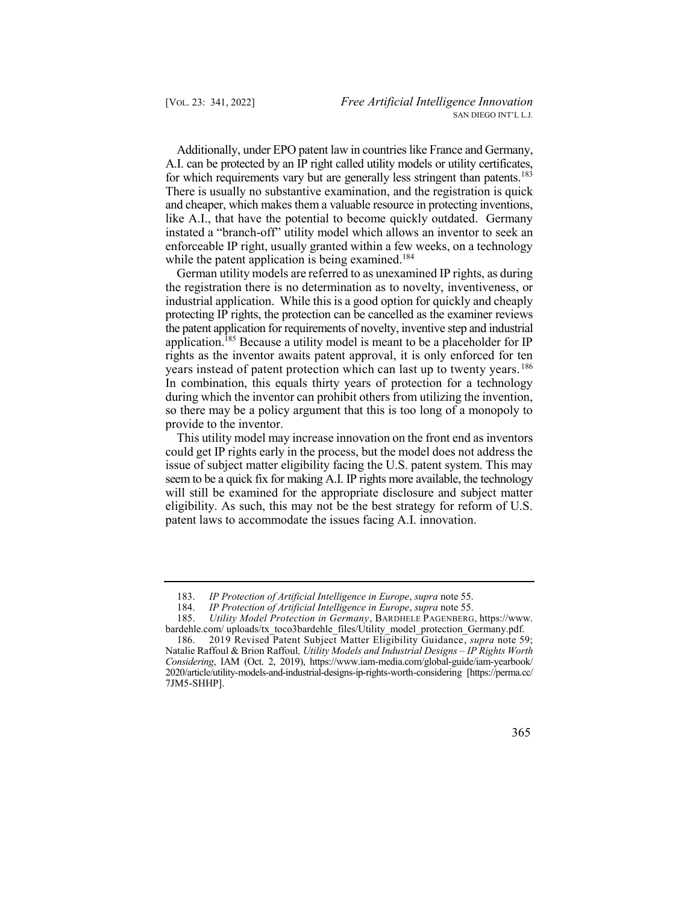Additionally, under EPO patent law in countries like France and Germany, A.I. can be protected by an IP right called utility models or utility certificates, for which requirements vary but are generally less stringent than patents.[183] There is usually no substantive examination, and the registration is quick and cheaper, which makes them a valuable resource in protecting inventions, like A.I., that have the potential to become quickly outdated. Germany instated a "branch-off" utility model which allows an inventor to seek an enforceable IP right, usually granted within a few weeks, on a technology while the patent application is being examined.[184]

German utility models are referred to as unexamined IP rights, as during the registration there is no determination as to novelty, inventiveness, or industrial application. While this is a good option for quickly and cheaply protecting IP rights, the protection can be cancelled as the examiner reviews the patent application for requirements of novelty, inventive step and industrial application.[185] Because a utility model is meant to be a placeholder for IP rights as the inventor awaits patent approval, it is only enforced for ten years instead of patent protection which can last up to twenty years.[186] In combination, this equals thirty years of protection for a technology during which the inventor can prohibit others from utilizing the invention, so there may be a policy argument that this is too long of a monopoly to provide to the inventor.

This utility model may increase innovation on the front end as inventors could get IP rights early in the process, but the model does not address the issue of subject matter eligibility facing the U.S. patent system. This may seem to be a quick fix for making A.I. IP rights more available, the technology will still be examined for the appropriate disclosure and subject matter eligibility. As such, this may not be the best strategy for reform of U.S. patent laws to accommodate the issues facing A.I. innovation.

---

183. *IP Protection of Artificial Intelligence in Europe*, *supra* note 55.

184. *IP Protection of Artificial Intelligence in Europe*, *supra* note 55.

185. *Utility Model Protection in Germany*, BARDHELE PAGENBERG, https://www.bardehle.com/ uploads/tx_toco3bardehle_files/Utility_model_protection_Germany.pdf.

186. 2019 Revised Patent Subject Matter Eligibility Guidance, *supra* note 59; Natalie Raffoul & Brion Raffoul, *Utility Models and Industrial Designs – IP Rights Worth Considering*, IAM (Oct. 2, 2019), https://www.iam-media.com/global-guide/iam-yearbook/2020/article/utility-models-and-industrial-designs-ip-rights-worth-considering [https://perma.cc/7JM5-SHHP].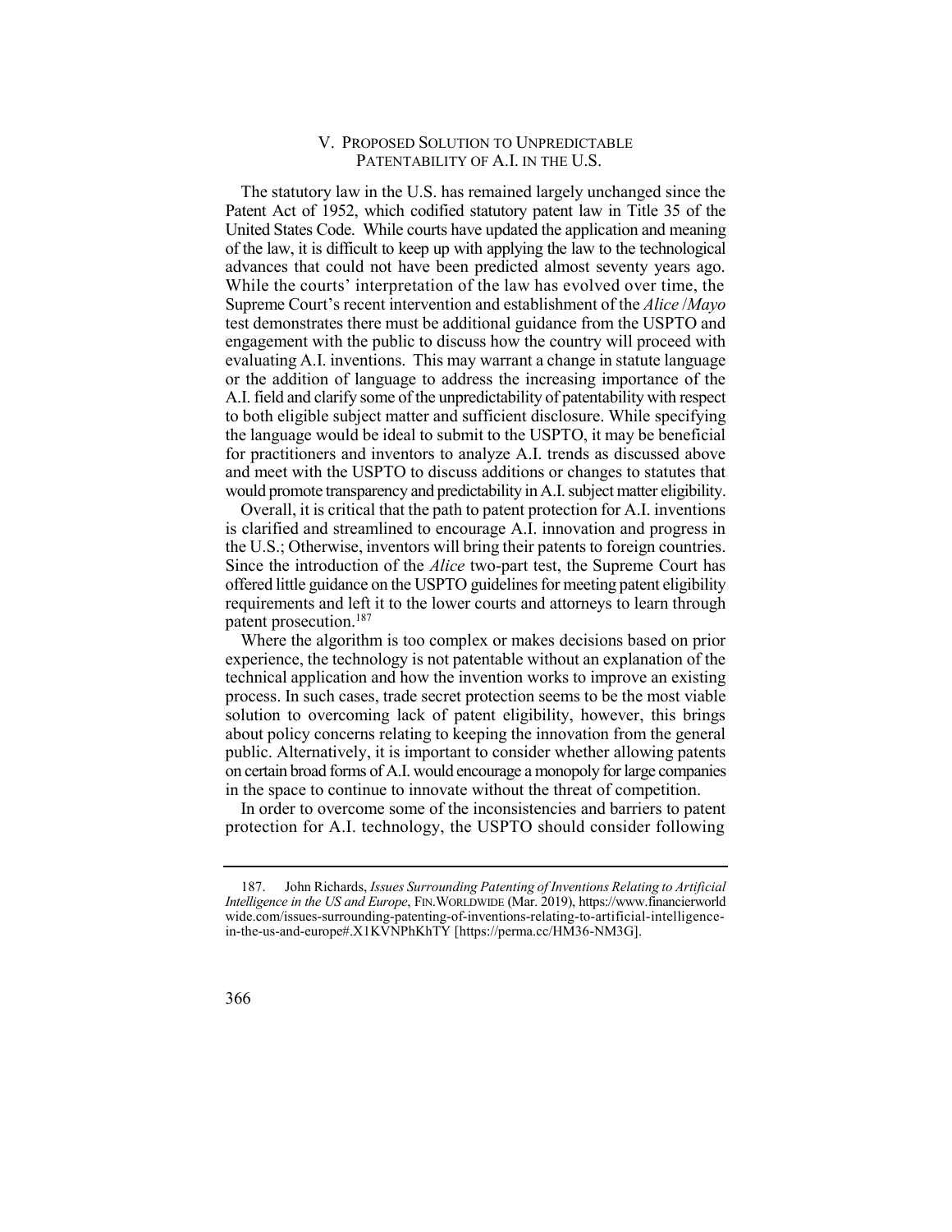## V. Proposed Solution to Unpredictable Patentability of A.I. in the U.S.

The statutory law in the U.S. has remained largely unchanged since the Patent Act of 1952, which codified statutory patent law in Title 35 of the United States Code. While courts have updated the application and meaning of the law, it is difficult to keep up with applying the law to the technological advances that could not have been predicted almost seventy years ago. While the courts' interpretation of the law has evolved over time, the Supreme Court's recent intervention and establishment of the *Alice* /*Mayo* test demonstrates there must be additional guidance from the USPTO and engagement with the public to discuss how the country will proceed with evaluating A.I. inventions. This may warrant a change in statute language or the addition of language to address the increasing importance of the A.I. field and clarify some of the unpredictability of patentability with respect to both eligible subject matter and sufficient disclosure. While specifying the language would be ideal to submit to the USPTO, it may be beneficial for practitioners and inventors to analyze A.I. trends as discussed above and meet with the USPTO to discuss additions or changes to statutes that would promote transparency and predictability in A.I. subject matter eligibility.

Overall, it is critical that the path to patent protection for A.I. inventions is clarified and streamlined to encourage A.I. innovation and progress in the U.S.; Otherwise, inventors will bring their patents to foreign countries. Since the introduction of the *Alice* two-part test, the Supreme Court has offered little guidance on the USPTO guidelines for meeting patent eligibility requirements and left it to the lower courts and attorneys to learn through patent prosecution.[187]

Where the algorithm is too complex or makes decisions based on prior experience, the technology is not patentable without an explanation of the technical application and how the invention works to improve an existing process. In such cases, trade secret protection seems to be the most viable solution to overcoming lack of patent eligibility, however, this brings about policy concerns relating to keeping the innovation from the general public. Alternatively, it is important to consider whether allowing patents on certain broad forms of A.I. would encourage a monopoly for large companies in the space to continue to innovate without the threat of competition.

In order to overcome some of the inconsistencies and barriers to patent protection for A.I. technology, the USPTO should consider following

---

187. John Richards, *Issues Surrounding Patenting of Inventions Relating to Artificial Intelligence in the US and Europe*, FIN.WORLDWIDE (Mar. 2019), https://www.financierworldwide.com/issues-surrounding-patenting-of-inventions-relating-to-artificial-intelligence-in-the-us-and-europe#.X1KVNPhKhTY [https://perma.cc/HM36-NM3G].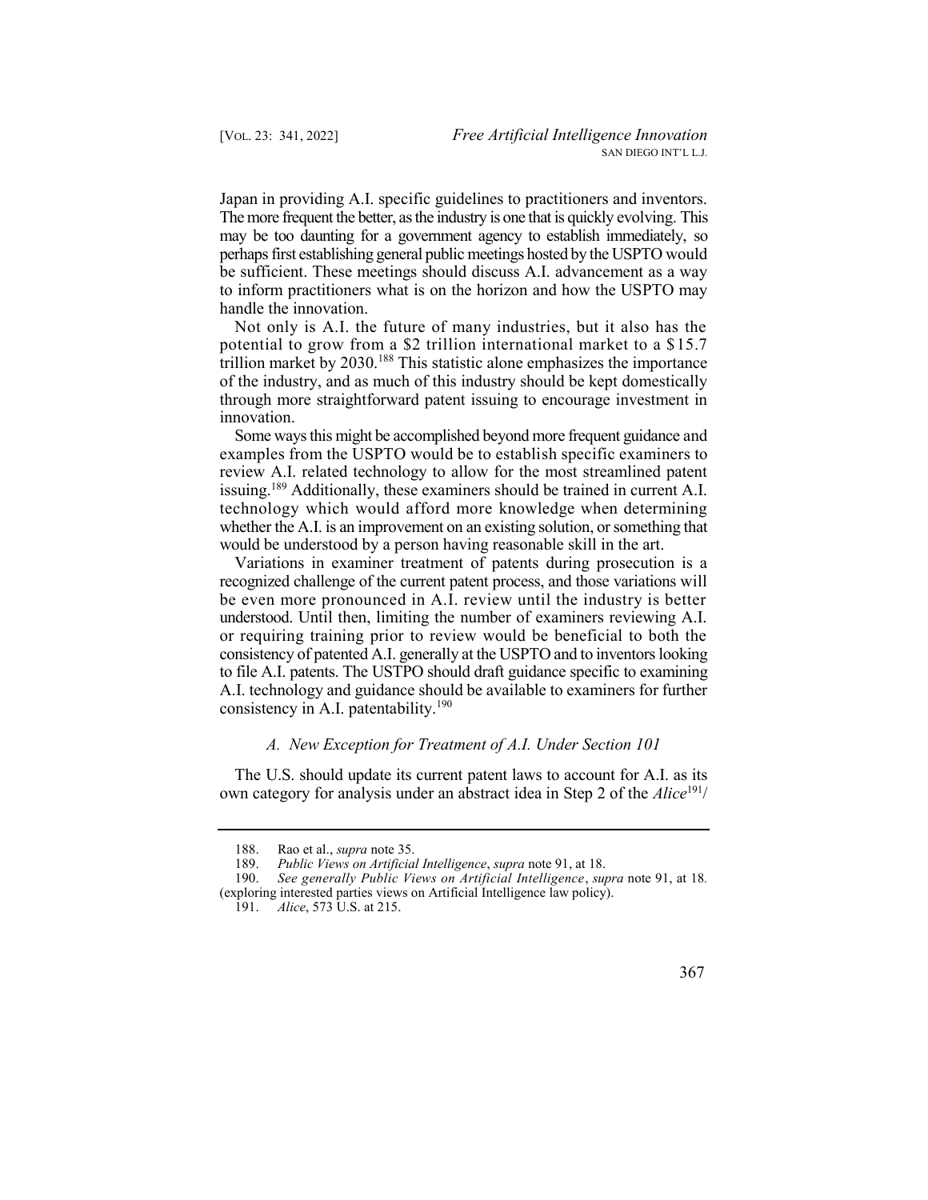Japan in providing A.I. specific guidelines to practitioners and inventors. The more frequent the better, as the industry is one that is quickly evolving. This may be too daunting for a government agency to establish immediately, so perhaps first establishing general public meetings hosted by the USPTO would be sufficient. These meetings should discuss A.I. advancement as a way to inform practitioners what is on the horizon and how the USPTO may handle the innovation.

Not only is A.I. the future of many industries, but it also has the potential to grow from a $2 trillion international market to a $15.7 trillion market by 2030.[188] This statistic alone emphasizes the importance of the industry, and as much of this industry should be kept domestically through more straightforward patent issuing to encourage investment in innovation.

Some ways this might be accomplished beyond more frequent guidance and examples from the USPTO would be to establish specific examiners to review A.I. related technology to allow for the most streamlined patent issuing.[189] Additionally, these examiners should be trained in current A.I. technology which would afford more knowledge when determining whether the A.I. is an improvement on an existing solution, or something that would be understood by a person having reasonable skill in the art.

Variations in examiner treatment of patents during prosecution is a recognized challenge of the current patent process, and those variations will be even more pronounced in A.I. review until the industry is better understood. Until then, limiting the number of examiners reviewing A.I. or requiring training prior to review would be beneficial to both the consistency of patented A.I. generally at the USPTO and to inventors looking to file A.I. patents. The USTPO should draft guidance specific to examining A.I. technology and guidance should be available to examiners for further consistency in A.I. patentability.[190]

### *A. New Exception for Treatment of A.I. Under Section 101*

The U.S. should update its current patent laws to account for A.I. as its own category for analysis under an abstract idea in Step 2 of the *Alice*[191]/

---

188. Rao et al., *supra* note 35.

189. *Public Views on Artificial Intelligence*, *supra* note 91, at 18.

190. *See generally Public Views on Artificial Intelligence*, *supra* note 91, at 18. (exploring interested parties views on Artificial Intelligence law policy).

191. *Alice*, 573 U.S. at 215.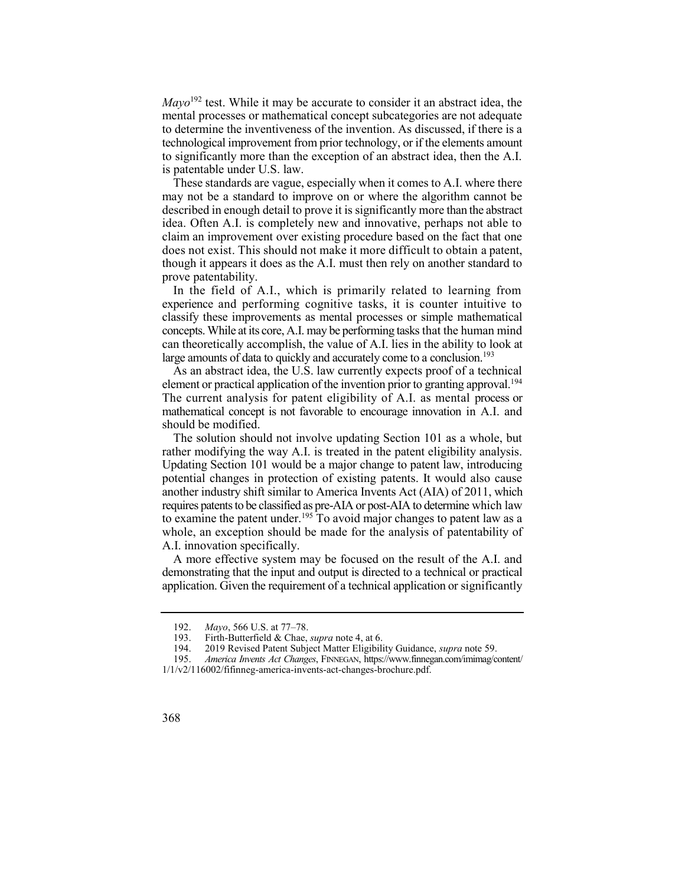*Mayo*[192] test. While it may be accurate to consider it an abstract idea, the mental processes or mathematical concept subcategories are not adequate to determine the inventiveness of the invention. As discussed, if there is a technological improvement from prior technology, or if the elements amount to significantly more than the exception of an abstract idea, then the A.I. is patentable under U.S. law.

These standards are vague, especially when it comes to A.I. where there may not be a standard to improve on or where the algorithm cannot be described in enough detail to prove it is significantly more than the abstract idea. Often A.I. is completely new and innovative, perhaps not able to claim an improvement over existing procedure based on the fact that one does not exist. This should not make it more difficult to obtain a patent, though it appears it does as the A.I. must then rely on another standard to prove patentability.

In the field of A.I., which is primarily related to learning from experience and performing cognitive tasks, it is counter intuitive to classify these improvements as mental processes or simple mathematical concepts. While at its core, A.I. may be performing tasks that the human mind can theoretically accomplish, the value of A.I. lies in the ability to look at large amounts of data to quickly and accurately come to a conclusion.[193]

As an abstract idea, the U.S. law currently expects proof of a technical element or practical application of the invention prior to granting approval.[194] The current analysis for patent eligibility of A.I. as mental process or mathematical concept is not favorable to encourage innovation in A.I. and should be modified.

The solution should not involve updating Section 101 as a whole, but rather modifying the way A.I. is treated in the patent eligibility analysis. Updating Section 101 would be a major change to patent law, introducing potential changes in protection of existing patents. It would also cause another industry shift similar to America Invents Act (AIA) of 2011, which requires patents to be classified as pre-AIA or post-AIA to determine which law to examine the patent under.[195] To avoid major changes to patent law as a whole, an exception should be made for the analysis of patentability of A.I. innovation specifically.

A more effective system may be focused on the result of the A.I. and demonstrating that the input and output is directed to a technical or practical application. Given the requirement of a technical application or significantly

---

192. *Mayo*, 566 U.S. at 77–78.

193. Firth-Butterfield & Chae, *supra* note 4, at 6.

194. 2019 Revised Patent Subject Matter Eligibility Guidance, *supra* note 59.

195. *America Invents Act Changes*, FINNEGAN, https://www.finnegan.com/imimag/content/1/1/v2/116002/fifinneg-america-invents-act-changes-brochure.pdf.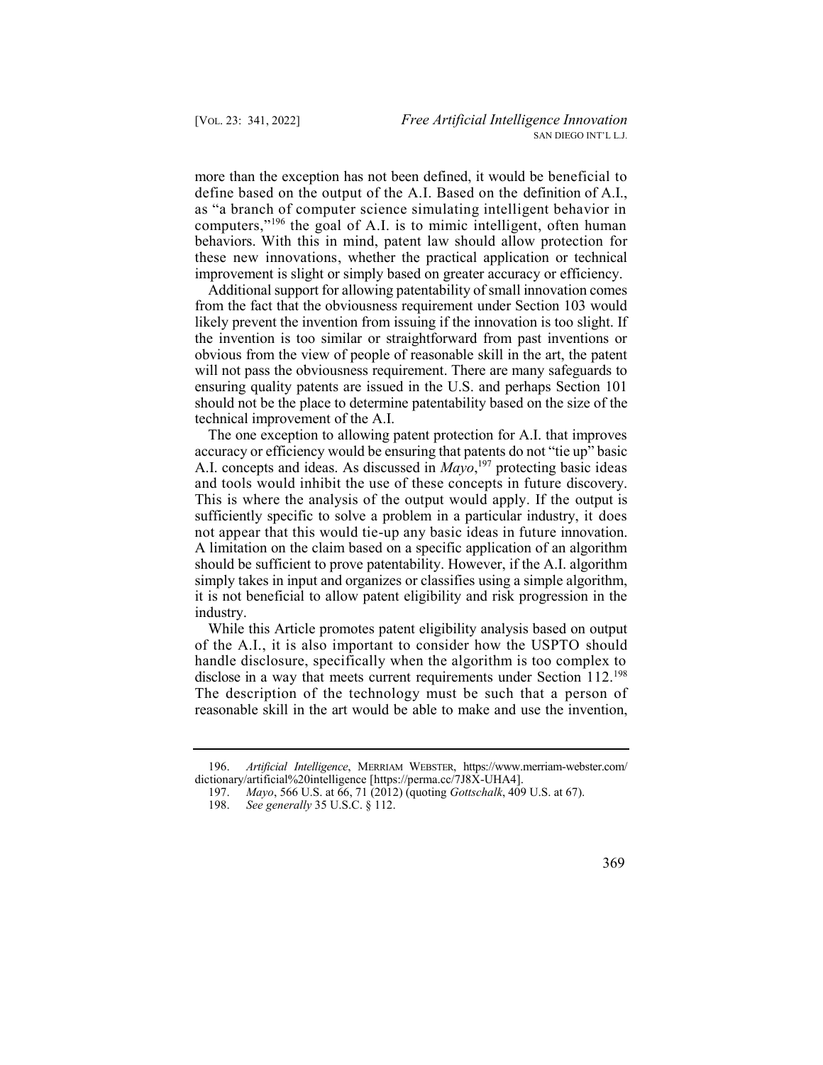more than the exception has not been defined, it would be beneficial to define based on the output of the A.I. Based on the definition of A.I., as "a branch of computer science simulating intelligent behavior in computers,"[196] the goal of A.I. is to mimic intelligent, often human behaviors. With this in mind, patent law should allow protection for these new innovations, whether the practical application or technical improvement is slight or simply based on greater accuracy or efficiency.

Additional support for allowing patentability of small innovation comes from the fact that the obviousness requirement under Section 103 would likely prevent the invention from issuing if the innovation is too slight. If the invention is too similar or straightforward from past inventions or obvious from the view of people of reasonable skill in the art, the patent will not pass the obviousness requirement. There are many safeguards to ensuring quality patents are issued in the U.S. and perhaps Section 101 should not be the place to determine patentability based on the size of the technical improvement of the A.I.

The one exception to allowing patent protection for A.I. that improves accuracy or efficiency would be ensuring that patents do not "tie up" basic A.I. concepts and ideas. As discussed in *Mayo*,[197] protecting basic ideas and tools would inhibit the use of these concepts in future discovery. This is where the analysis of the output would apply. If the output is sufficiently specific to solve a problem in a particular industry, it does not appear that this would tie-up any basic ideas in future innovation. A limitation on the claim based on a specific application of an algorithm should be sufficient to prove patentability. However, if the A.I. algorithm simply takes in input and organizes or classifies using a simple algorithm, it is not beneficial to allow patent eligibility and risk progression in the industry.

While this Article promotes patent eligibility analysis based on output of the A.I., it is also important to consider how the USPTO should handle disclosure, specifically when the algorithm is too complex to disclose in a way that meets current requirements under Section 112.[198] The description of the technology must be such that a person of reasonable skill in the art would be able to make and use the invention,

---

196. *Artificial Intelligence*, MERRIAM WEBSTER, https://www.merriam-webster.com/dictionary/artificial%20intelligence [https://perma.cc/7J8X-UHA4].

197. *Mayo*, 566 U.S. at 66, 71 (2012) (quoting *Gottschalk*, 409 U.S. at 67).

198. *See generally* 35 U.S.C. § 112.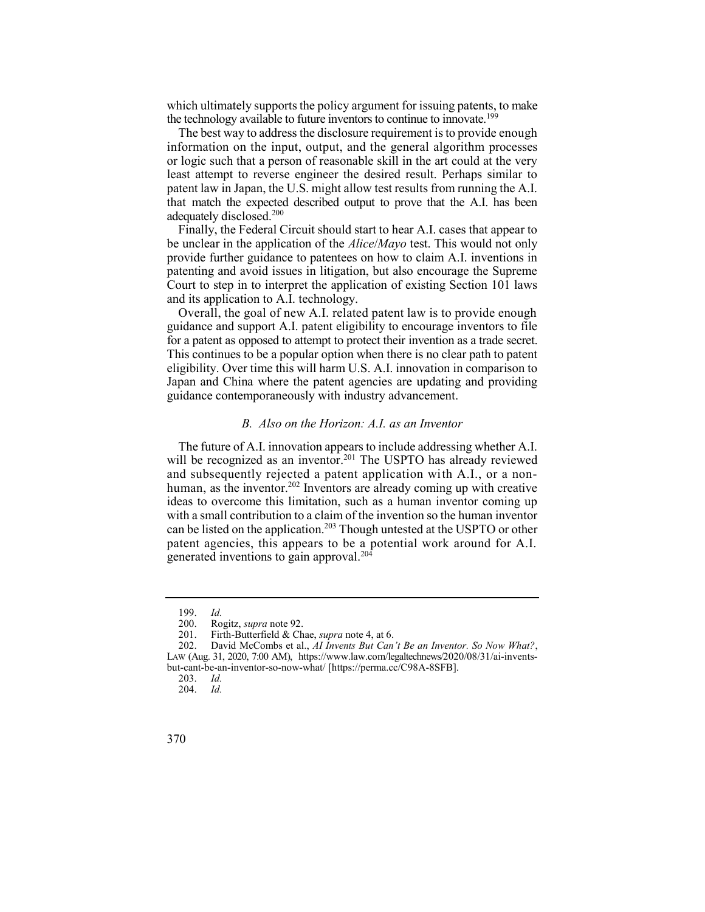which ultimately supports the policy argument for issuing patents, to make the technology available to future inventors to continue to innovate.[199]

The best way to address the disclosure requirement is to provide enough information on the input, output, and the general algorithm processes or logic such that a person of reasonable skill in the art could at the very least attempt to reverse engineer the desired result. Perhaps similar to patent law in Japan, the U.S. might allow test results from running the A.I. that match the expected described output to prove that the A.I. has been adequately disclosed.[200]

Finally, the Federal Circuit should start to hear A.I. cases that appear to be unclear in the application of the *Alice*/*Mayo* test. This would not only provide further guidance to patentees on how to claim A.I. inventions in patenting and avoid issues in litigation, but also encourage the Supreme Court to step in to interpret the application of existing Section 101 laws and its application to A.I. technology.

Overall, the goal of new A.I. related patent law is to provide enough guidance and support A.I. patent eligibility to encourage inventors to file for a patent as opposed to attempt to protect their invention as a trade secret. This continues to be a popular option when there is no clear path to patent eligibility. Over time this will harm U.S. A.I. innovation in comparison to Japan and China where the patent agencies are updating and providing guidance contemporaneously with industry advancement.

### *B. Also on the Horizon: A.I. as an Inventor*

The future of A.I. innovation appears to include addressing whether A.I. will be recognized as an inventor.[201] The USPTO has already reviewed and subsequently rejected a patent application with A.I., or a non-human, as the inventor.[202] Inventors are already coming up with creative ideas to overcome this limitation, such as a human inventor coming up with a small contribution to a claim of the invention so the human inventor can be listed on the application.[203] Though untested at the USPTO or other patent agencies, this appears to be a potential work around for A.I. generated inventions to gain approval.[204]

---

199. *Id.*

200. Rogitz, *supra* note 92.

201. Firth-Butterfield & Chae, *supra* note 4, at 6.

202. David McCombs et al., *AI Invents But Can't Be an Inventor. So Now What?*, LAW (Aug. 31, 2020, 7:00 AM), https://www.law.com/legaltechnews/2020/08/31/ai-invents-but-cant-be-an-inventor-so-now-what/ [https://perma.cc/C98A-8SFB].

203. *Id.*

204. *Id.*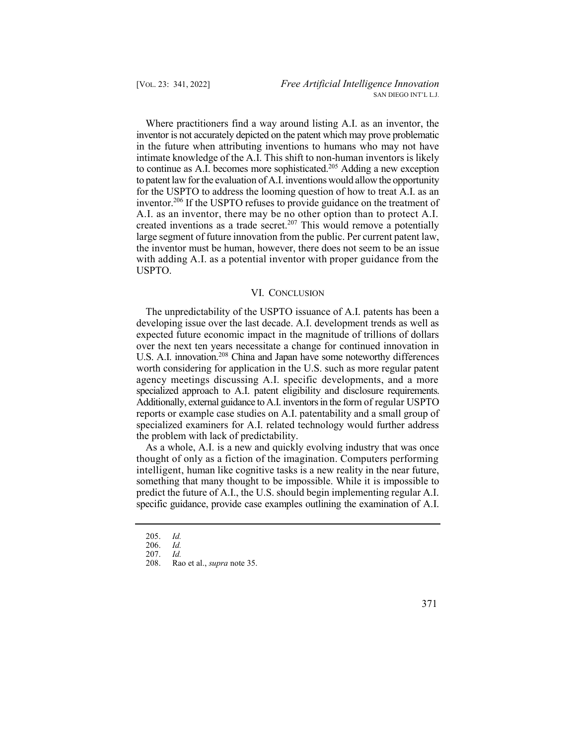Where practitioners find a way around listing A.I. as an inventor, the inventor is not accurately depicted on the patent which may prove problematic in the future when attributing inventions to humans who may not have intimate knowledge of the A.I. This shift to non-human inventors is likely to continue as A.I. becomes more sophisticated.[205] Adding a new exception to patent law for the evaluation of A.I. inventions would allow the opportunity for the USPTO to address the looming question of how to treat A.I. as an inventor.[206] If the USPTO refuses to provide guidance on the treatment of A.I. as an inventor, there may be no other option than to protect A.I. created inventions as a trade secret.[207] This would remove a potentially large segment of future innovation from the public. Per current patent law, the inventor must be human, however, there does not seem to be an issue with adding A.I. as a potential inventor with proper guidance from the USPTO.

## VI. Conclusion

The unpredictability of the USPTO issuance of A.I. patents has been a developing issue over the last decade. A.I. development trends as well as expected future economic impact in the magnitude of trillions of dollars over the next ten years necessitate a change for continued innovation in U.S. A.I. innovation.[208] China and Japan have some noteworthy differences worth considering for application in the U.S. such as more regular patent agency meetings discussing A.I. specific developments, and a more specialized approach to A.I. patent eligibility and disclosure requirements. Additionally, external guidance to A.I. inventors in the form of regular USPTO reports or example case studies on A.I. patentability and a small group of specialized examiners for A.I. related technology would further address the problem with lack of predictability.

As a whole, A.I. is a new and quickly evolving industry that was once thought of only as a fiction of the imagination. Computers performing intelligent, human like cognitive tasks is a new reality in the near future, something that many thought to be impossible. While it is impossible to predict the future of A.I., the U.S. should begin implementing regular A.I. specific guidance, provide case examples outlining the examination of A.I.

---

205. *Id.*
206. *Id.*
207. *Id.*
208. Rao et al., *supra* note 35.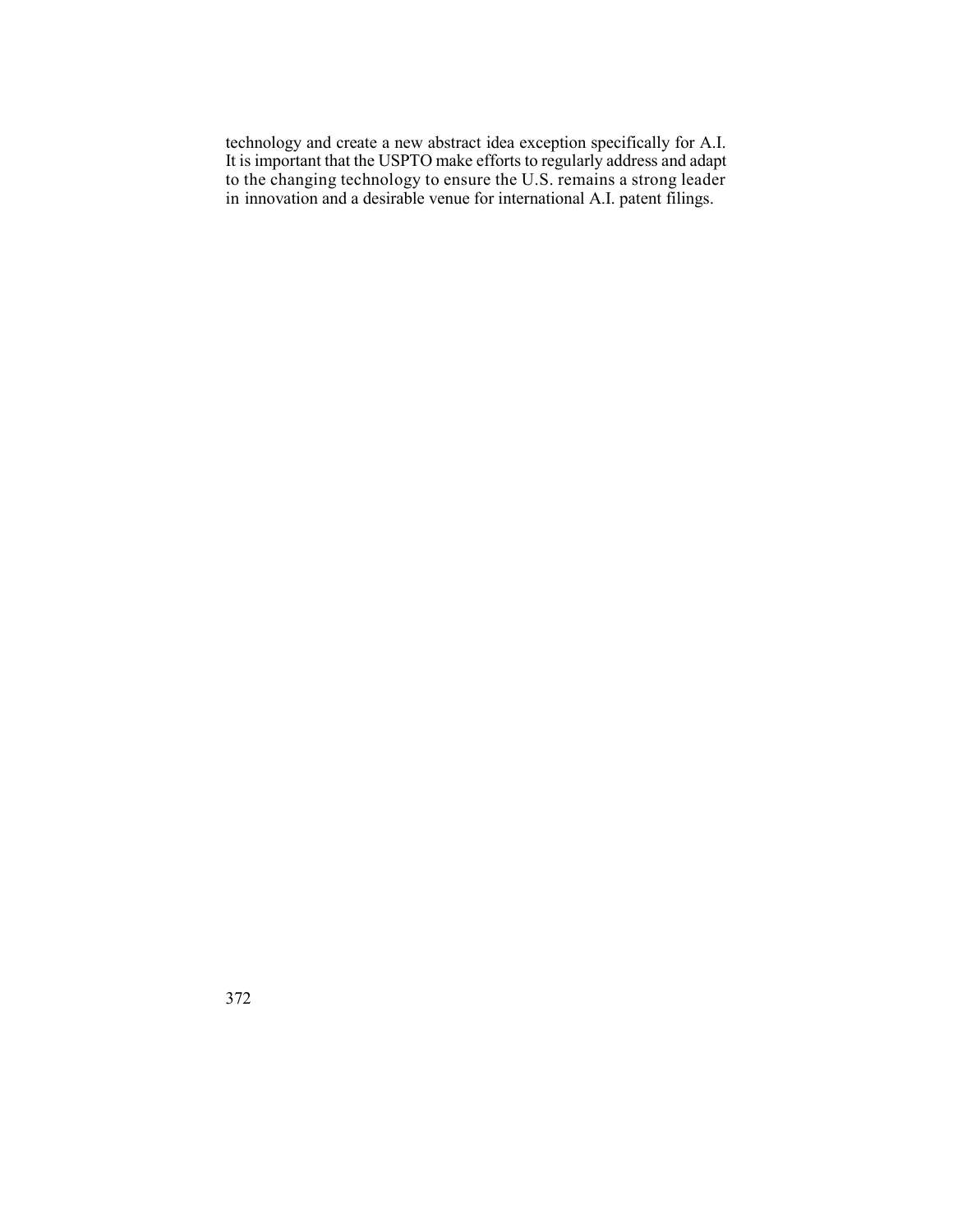technology and create a new abstract idea exception specifically for A.I. It is important that the USPTO make efforts to regularly address and adapt to the changing technology to ensure the U.S. remains a strong leader in innovation and a desirable venue for international A.I. patent filings.